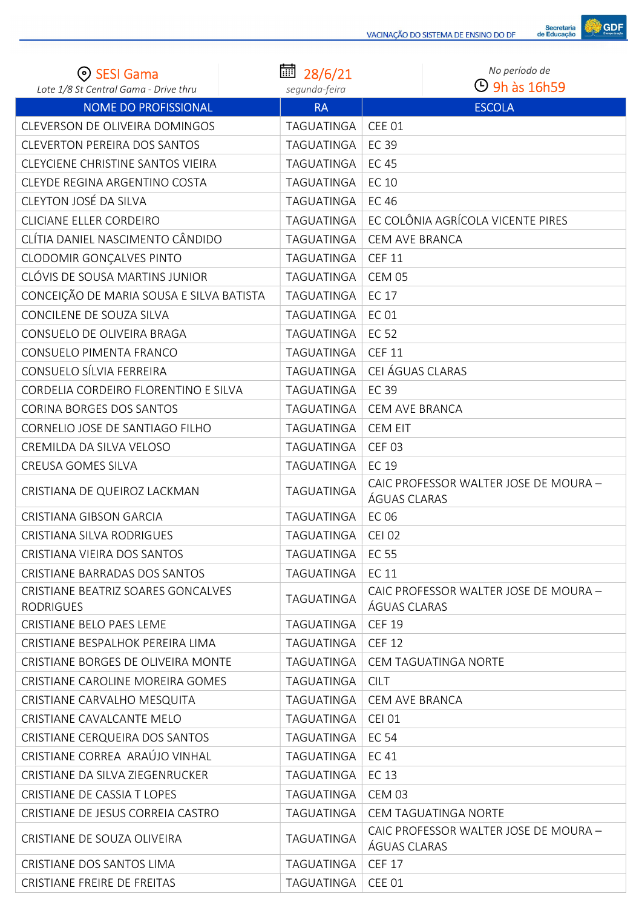VACINAÇÃO DO SISTEMA DE ENSINO DO DF

SESI Gama
*Lote 1/8 St Central Gama - Drive thru*

28/6/21
*segunda-feira*

*No período de*
9h às 16h59

| NOME DO PROFISSIONAL | RA | ESCOLA |
|---|---|---|
| CLEVERSON DE OLIVEIRA DOMINGOS | TAGUATINGA | CEE 01 |
| CLEVERTON PEREIRA DOS SANTOS | TAGUATINGA | EC 39 |
| CLEYCIENE CHRISTINE SANTOS VIEIRA | TAGUATINGA | EC 45 |
| CLEYDE REGINA ARGENTINO COSTA | TAGUATINGA | EC 10 |
| CLEYTON JOSÉ DA SILVA | TAGUATINGA | EC 46 |
| CLICIANE ELLER CORDEIRO | TAGUATINGA | EC COLÔNIA AGRÍCOLA VICENTE PIRES |
| CLÍTIA DANIEL NASCIMENTO CÂNDIDO | TAGUATINGA | CEM AVE BRANCA |
| CLODOMIR GONÇALVES PINTO | TAGUATINGA | CEF 11 |
| CLÓVIS DE SOUSA MARTINS JUNIOR | TAGUATINGA | CEM 05 |
| CONCEIÇÃO DE MARIA SOUSA E SILVA BATISTA | TAGUATINGA | EC 17 |
| CONCILENE DE SOUZA SILVA | TAGUATINGA | EC 01 |
| CONSUELO DE OLIVEIRA BRAGA | TAGUATINGA | EC 52 |
| CONSUELO PIMENTA FRANCO | TAGUATINGA | CEF 11 |
| CONSUELO SÍLVIA FERREIRA | TAGUATINGA | CEI ÁGUAS CLARAS |
| CORDELIA CORDEIRO FLORENTINO E SILVA | TAGUATINGA | EC 39 |
| CORINA BORGES DOS SANTOS | TAGUATINGA | CEM AVE BRANCA |
| CORNELIO JOSE DE SANTIAGO FILHO | TAGUATINGA | CEM EIT |
| CREMILDA DA SILVA VELOSO | TAGUATINGA | CEF 03 |
| CREUSA GOMES SILVA | TAGUATINGA | EC 19 |
| CRISTIANA DE QUEIROZ LACKMAN | TAGUATINGA | CAIC PROFESSOR WALTER JOSE DE MOURA – ÁGUAS CLARAS |
| CRISTIANA GIBSON GARCIA | TAGUATINGA | EC 06 |
| CRISTIANA SILVA RODRIGUES | TAGUATINGA | CEI 02 |
| CRISTIANA VIEIRA DOS SANTOS | TAGUATINGA | EC 55 |
| CRISTIANE BARRADAS DOS SANTOS | TAGUATINGA | EC 11 |
| CRISTIANE BEATRIZ SOARES GONCALVES RODRIGUES | TAGUATINGA | CAIC PROFESSOR WALTER JOSE DE MOURA – ÁGUAS CLARAS |
| CRISTIANE BELO PAES LEME | TAGUATINGA | CEF 19 |
| CRISTIANE BESPALHOK PEREIRA LIMA | TAGUATINGA | CEF 12 |
| CRISTIANE BORGES DE OLIVEIRA MONTE | TAGUATINGA | CEM TAGUATINGA NORTE |
| CRISTIANE CAROLINE MOREIRA GOMES | TAGUATINGA | CILT |
| CRISTIANE CARVALHO MESQUITA | TAGUATINGA | CEM AVE BRANCA |
| CRISTIANE CAVALCANTE MELO | TAGUATINGA | CEI 01 |
| CRISTIANE CERQUEIRA DOS SANTOS | TAGUATINGA | EC 54 |
| CRISTIANE CORREA ARAÚJO VINHAL | TAGUATINGA | EC 41 |
| CRISTIANE DA SILVA ZIEGENRUCKER | TAGUATINGA | EC 13 |
| CRISTIANE DE CASSIA T LOPES | TAGUATINGA | CEM 03 |
| CRISTIANE DE JESUS CORREIA CASTRO | TAGUATINGA | CEM TAGUATINGA NORTE |
| CRISTIANE DE SOUZA OLIVEIRA | TAGUATINGA | CAIC PROFESSOR WALTER JOSE DE MOURA – ÁGUAS CLARAS |
| CRISTIANE DOS SANTOS LIMA | TAGUATINGA | CEF 17 |
| CRISTIANE FREIRE DE FREITAS | TAGUATINGA | CEE 01 |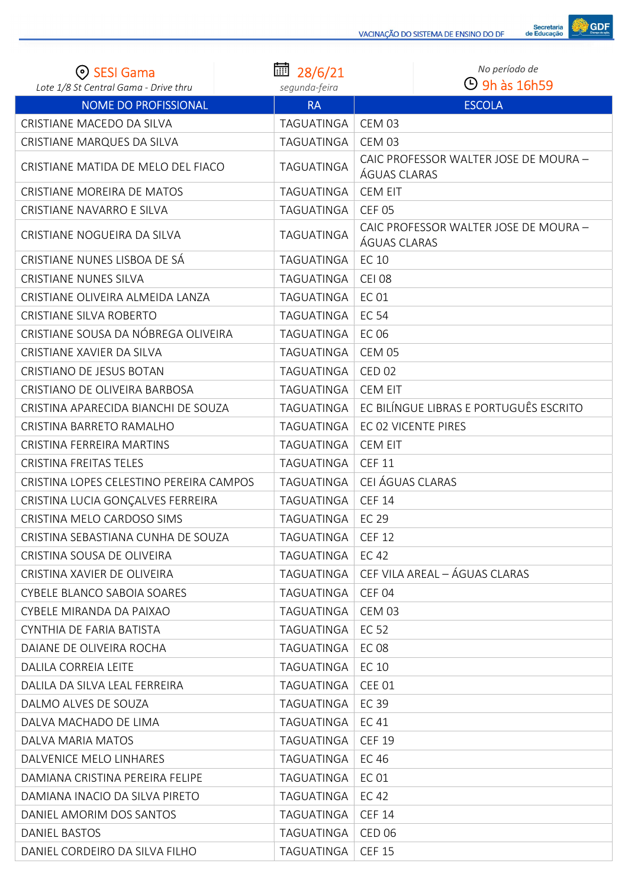| SESI Gama<br>Lote 1/8 St Central Gama - Drive thru | 28/6/21<br>segunda-feira | No período de<br>9h às 16h59 |
|---|---|---|
| **NOME DO PROFISSIONAL** | **RA** | **ESCOLA** |
| CRISTIANE MACEDO DA SILVA | TAGUATINGA | CEM 03 |
| CRISTIANE MARQUES DA SILVA | TAGUATINGA | CEM 03 |
| CRISTIANE MATIDA DE MELO DEL FIACO | TAGUATINGA | CAIC PROFESSOR WALTER JOSE DE MOURA – ÁGUAS CLARAS |
| CRISTIANE MOREIRA DE MATOS | TAGUATINGA | CEM EIT |
| CRISTIANE NAVARRO E SILVA | TAGUATINGA | CEF 05 |
| CRISTIANE NOGUEIRA DA SILVA | TAGUATINGA | CAIC PROFESSOR WALTER JOSE DE MOURA – ÁGUAS CLARAS |
| CRISTIANE NUNES LISBOA DE SÁ | TAGUATINGA | EC 10 |
| CRISTIANE NUNES SILVA | TAGUATINGA | CEI 08 |
| CRISTIANE OLIVEIRA ALMEIDA LANZA | TAGUATINGA | EC 01 |
| CRISTIANE SILVA ROBERTO | TAGUATINGA | EC 54 |
| CRISTIANE SOUSA DA NÓBREGA OLIVEIRA | TAGUATINGA | EC 06 |
| CRISTIANE XAVIER DA SILVA | TAGUATINGA | CEM 05 |
| CRISTIANO DE JESUS BOTAN | TAGUATINGA | CED 02 |
| CRISTIANO DE OLIVEIRA BARBOSA | TAGUATINGA | CEM EIT |
| CRISTINA APARECIDA BIANCHI DE SOUZA | TAGUATINGA | EC BILÍNGUE LIBRAS E PORTUGUÊS ESCRITO |
| CRISTINA BARRETO RAMALHO | TAGUATINGA | EC 02 VICENTE PIRES |
| CRISTINA FERREIRA MARTINS | TAGUATINGA | CEM EIT |
| CRISTINA FREITAS TELES | TAGUATINGA | CEF 11 |
| CRISTINA LOPES CELESTINO PEREIRA CAMPOS | TAGUATINGA | CEI ÁGUAS CLARAS |
| CRISTINA LUCIA GONÇALVES FERREIRA | TAGUATINGA | CEF 14 |
| CRISTINA MELO CARDOSO SIMS | TAGUATINGA | EC 29 |
| CRISTINA SEBASTIANA CUNHA DE SOUZA | TAGUATINGA | CEF 12 |
| CRISTINA SOUSA DE OLIVEIRA | TAGUATINGA | EC 42 |
| CRISTINA XAVIER DE OLIVEIRA | TAGUATINGA | CEF VILA AREAL – ÁGUAS CLARAS |
| CYBELE BLANCO SABOIA SOARES | TAGUATINGA | CEF 04 |
| CYBELE MIRANDA DA PAIXAO | TAGUATINGA | CEM 03 |
| CYNTHIA DE FARIA BATISTA | TAGUATINGA | EC 52 |
| DAIANE DE OLIVEIRA ROCHA | TAGUATINGA | EC 08 |
| DALILA CORREIA LEITE | TAGUATINGA | EC 10 |
| DALILA DA SILVA LEAL FERREIRA | TAGUATINGA | CEE 01 |
| DALMO ALVES DE SOUZA | TAGUATINGA | EC 39 |
| DALVA MACHADO DE LIMA | TAGUATINGA | EC 41 |
| DALVA MARIA MATOS | TAGUATINGA | CEF 19 |
| DALVENICE MELO LINHARES | TAGUATINGA | EC 46 |
| DAMIANA CRISTINA PEREIRA FELIPE | TAGUATINGA | EC 01 |
| DAMIANA INACIO DA SILVA PIRETO | TAGUATINGA | EC 42 |
| DANIEL AMORIM DOS SANTOS | TAGUATINGA | CEF 14 |
| DANIEL BASTOS | TAGUATINGA | CED 06 |
| DANIEL CORDEIRO DA SILVA FILHO | TAGUATINGA | CEF 15 |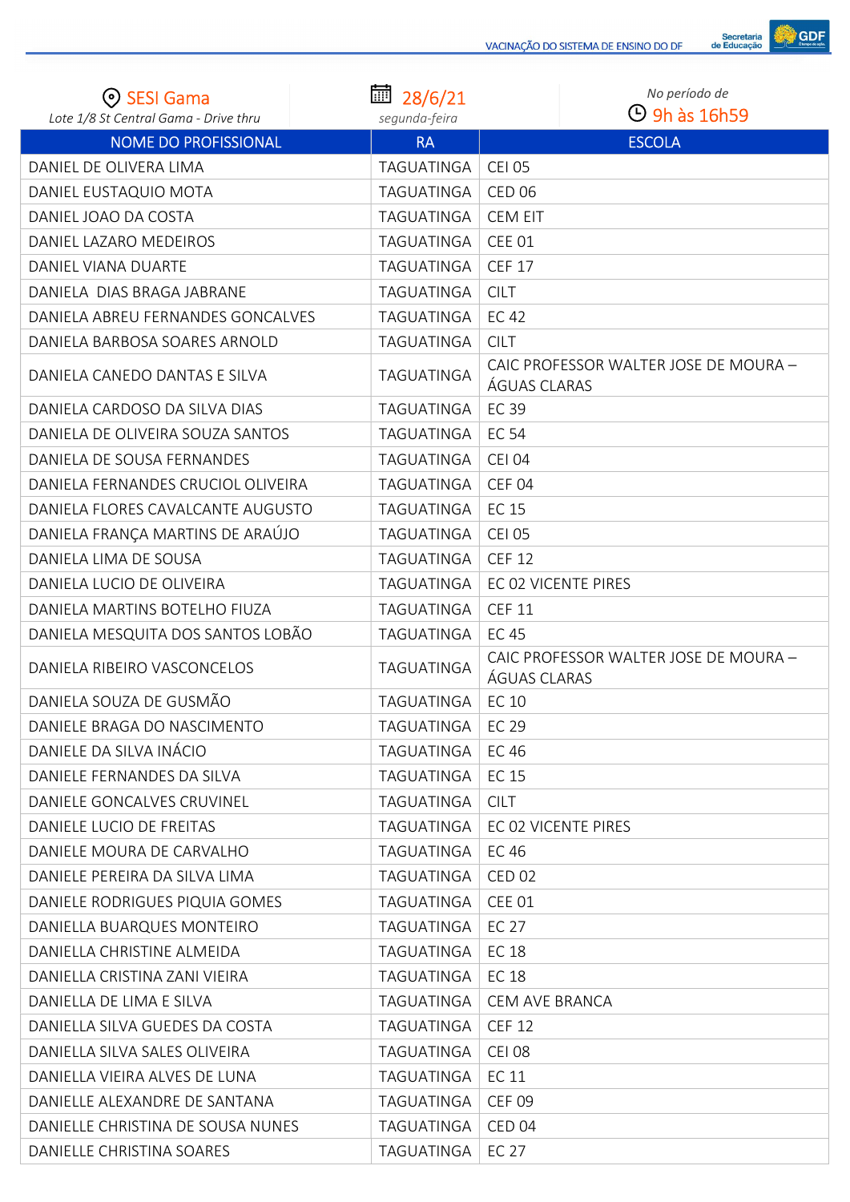SESI Gama
Lote 1/8 St Central Gama - Drive thru

28/6/21
*segunda-feira*

*No período de*
9h às 16h59

| NOME DO PROFISSIONAL | RA | ESCOLA |
|---|---|---|
| DANIEL DE OLIVERA LIMA | TAGUATINGA | CEI 05 |
| DANIEL EUSTAQUIO MOTA | TAGUATINGA | CED 06 |
| DANIEL JOAO DA COSTA | TAGUATINGA | CEM EIT |
| DANIEL LAZARO MEDEIROS | TAGUATINGA | CEE 01 |
| DANIEL VIANA DUARTE | TAGUATINGA | CEF 17 |
| DANIELA DIAS BRAGA JABRANE | TAGUATINGA | CILT |
| DANIELA ABREU FERNANDES GONCALVES | TAGUATINGA | EC 42 |
| DANIELA BARBOSA SOARES ARNOLD | TAGUATINGA | CILT |
| DANIELA CANEDO DANTAS E SILVA | TAGUATINGA | CAIC PROFESSOR WALTER JOSE DE MOURA – ÁGUAS CLARAS |
| DANIELA CARDOSO DA SILVA DIAS | TAGUATINGA | EC 39 |
| DANIELA DE OLIVEIRA SOUZA SANTOS | TAGUATINGA | EC 54 |
| DANIELA DE SOUSA FERNANDES | TAGUATINGA | CEI 04 |
| DANIELA FERNANDES CRUCIOL OLIVEIRA | TAGUATINGA | CEF 04 |
| DANIELA FLORES CAVALCANTE AUGUSTO | TAGUATINGA | EC 15 |
| DANIELA FRANÇA MARTINS DE ARAÚJO | TAGUATINGA | CEI 05 |
| DANIELA LIMA DE SOUSA | TAGUATINGA | CEF 12 |
| DANIELA LUCIO DE OLIVEIRA | TAGUATINGA | EC 02 VICENTE PIRES |
| DANIELA MARTINS BOTELHO FIUZA | TAGUATINGA | CEF 11 |
| DANIELA MESQUITA DOS SANTOS LOBÃO | TAGUATINGA | EC 45 |
| DANIELA RIBEIRO VASCONCELOS | TAGUATINGA | CAIC PROFESSOR WALTER JOSE DE MOURA – ÁGUAS CLARAS |
| DANIELA SOUZA DE GUSMÃO | TAGUATINGA | EC 10 |
| DANIELE BRAGA DO NASCIMENTO | TAGUATINGA | EC 29 |
| DANIELE DA SILVA INÁCIO | TAGUATINGA | EC 46 |
| DANIELE FERNANDES DA SILVA | TAGUATINGA | EC 15 |
| DANIELE GONCALVES CRUVINEL | TAGUATINGA | CILT |
| DANIELE LUCIO DE FREITAS | TAGUATINGA | EC 02 VICENTE PIRES |
| DANIELE MOURA DE CARVALHO | TAGUATINGA | EC 46 |
| DANIELE PEREIRA DA SILVA LIMA | TAGUATINGA | CED 02 |
| DANIELE RODRIGUES PIQUIA GOMES | TAGUATINGA | CEE 01 |
| DANIELLA BUARQUES MONTEIRO | TAGUATINGA | EC 27 |
| DANIELLA CHRISTINE ALMEIDA | TAGUATINGA | EC 18 |
| DANIELLA CRISTINA ZANI VIEIRA | TAGUATINGA | EC 18 |
| DANIELLA DE LIMA E SILVA | TAGUATINGA | CEM AVE BRANCA |
| DANIELLA SILVA GUEDES DA COSTA | TAGUATINGA | CEF 12 |
| DANIELLA SILVA SALES OLIVEIRA | TAGUATINGA | CEI 08 |
| DANIELLA VIEIRA ALVES DE LUNA | TAGUATINGA | EC 11 |
| DANIELLE ALEXANDRE DE SANTANA | TAGUATINGA | CEF 09 |
| DANIELLE CHRISTINA DE SOUSA NUNES | TAGUATINGA | CED 04 |
| DANIELLE CHRISTINA SOARES | TAGUATINGA | EC 27 |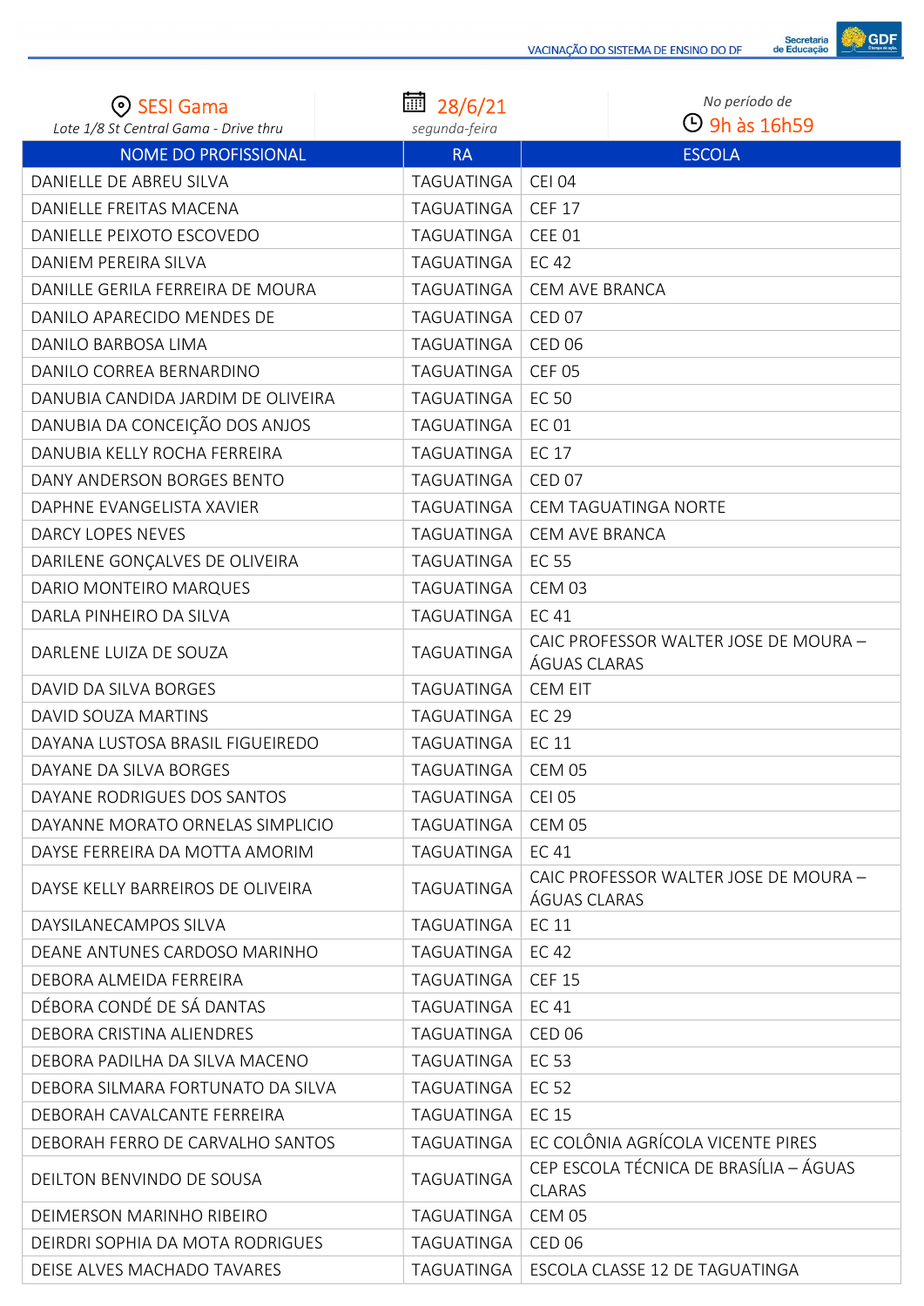SESI Gama
*Lote 1/8 St Central Gama - Drive thru*

28/6/21
*segunda-feira*

*No período de*
9h às 16h59

| NOME DO PROFISSIONAL | RA | ESCOLA |
|---|---|---|
| DANIELLE DE ABREU SILVA | TAGUATINGA | CEI 04 |
| DANIELLE FREITAS MACENA | TAGUATINGA | CEF 17 |
| DANIELLE PEIXOTO ESCOVEDO | TAGUATINGA | CEE 01 |
| DANIEM PEREIRA SILVA | TAGUATINGA | EC 42 |
| DANILLE GERILA FERREIRA DE MOURA | TAGUATINGA | CEM AVE BRANCA |
| DANILO APARECIDO MENDES DE | TAGUATINGA | CED 07 |
| DANILO BARBOSA LIMA | TAGUATINGA | CED 06 |
| DANILO CORREA BERNARDINO | TAGUATINGA | CEF 05 |
| DANUBIA CANDIDA JARDIM DE OLIVEIRA | TAGUATINGA | EC 50 |
| DANUBIA DA CONCEIÇÃO DOS ANJOS | TAGUATINGA | EC 01 |
| DANUBIA KELLY ROCHA FERREIRA | TAGUATINGA | EC 17 |
| DANY ANDERSON BORGES BENTO | TAGUATINGA | CED 07 |
| DAPHNE EVANGELISTA XAVIER | TAGUATINGA | CEM TAGUATINGA NORTE |
| DARCY LOPES NEVES | TAGUATINGA | CEM AVE BRANCA |
| DARILENE GONÇALVES DE OLIVEIRA | TAGUATINGA | EC 55 |
| DARIO MONTEIRO MARQUES | TAGUATINGA | CEM 03 |
| DARLA PINHEIRO DA SILVA | TAGUATINGA | EC 41 |
| DARLENE LUIZA DE SOUZA | TAGUATINGA | CAIC PROFESSOR WALTER JOSE DE MOURA – ÁGUAS CLARAS |
| DAVID DA SILVA BORGES | TAGUATINGA | CEM EIT |
| DAVID SOUZA MARTINS | TAGUATINGA | EC 29 |
| DAYANA LUSTOSA BRASIL FIGUEIREDO | TAGUATINGA | EC 11 |
| DAYANE DA SILVA BORGES | TAGUATINGA | CEM 05 |
| DAYANE RODRIGUES DOS SANTOS | TAGUATINGA | CEI 05 |
| DAYANNE MORATO ORNELAS SIMPLICIO | TAGUATINGA | CEM 05 |
| DAYSE FERREIRA DA MOTTA AMORIM | TAGUATINGA | EC 41 |
| DAYSE KELLY BARREIROS DE OLIVEIRA | TAGUATINGA | CAIC PROFESSOR WALTER JOSE DE MOURA – ÁGUAS CLARAS |
| DAYSILANECAMPOS SILVA | TAGUATINGA | EC 11 |
| DEANE ANTUNES CARDOSO MARINHO | TAGUATINGA | EC 42 |
| DEBORA ALMEIDA FERREIRA | TAGUATINGA | CEF 15 |
| DÉBORA CONDÉ DE SÁ DANTAS | TAGUATINGA | EC 41 |
| DEBORA CRISTINA ALIENDRES | TAGUATINGA | CED 06 |
| DEBORA PADILHA DA SILVA MACENO | TAGUATINGA | EC 53 |
| DEBORA SILMARA FORTUNATO DA SILVA | TAGUATINGA | EC 52 |
| DEBORAH CAVALCANTE FERREIRA | TAGUATINGA | EC 15 |
| DEBORAH FERRO DE CARVALHO SANTOS | TAGUATINGA | EC COLÔNIA AGRÍCOLA VICENTE PIRES |
| DEILTON BENVINDO DE SOUSA | TAGUATINGA | CEP ESCOLA TÉCNICA DE BRASÍLIA – ÁGUAS CLARAS |
| DEIMERSON MARINHO RIBEIRO | TAGUATINGA | CEM 05 |
| DEIRDRI SOPHIA DA MOTA RODRIGUES | TAGUATINGA | CED 06 |
| DEISE ALVES MACHADO TAVARES | TAGUATINGA | ESCOLA CLASSE 12 DE TAGUATINGA |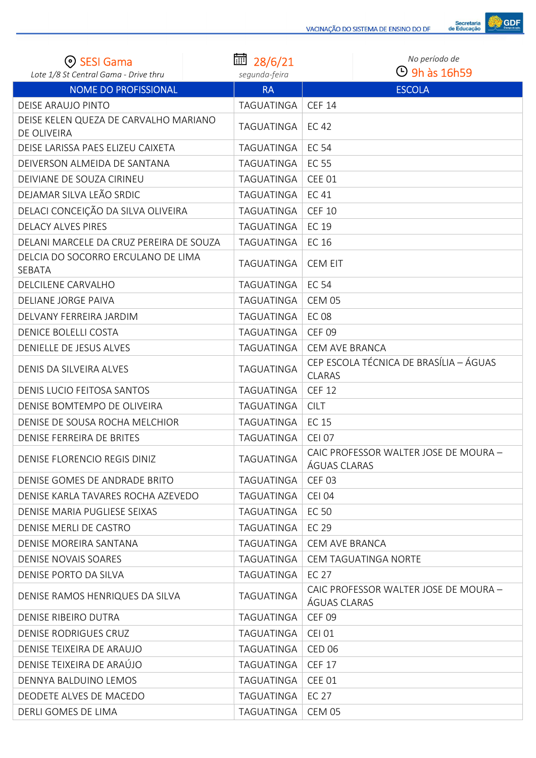SESI Gama
Lote 1/8 St Central Gama - Drive thru

28/6/21
*segunda-feira*

*No período de*
9h às 16h59

| NOME DO PROFISSIONAL | RA | ESCOLA |
|---|---|---|
| DEISE ARAUJO PINTO | TAGUATINGA | CEF 14 |
| DEISE KELEN QUEZA DE CARVALHO MARIANO DE OLIVEIRA | TAGUATINGA | EC 42 |
| DEISE LARISSA PAES ELIZEU CAIXETA | TAGUATINGA | EC 54 |
| DEIVERSON ALMEIDA DE SANTANA | TAGUATINGA | EC 55 |
| DEIVIANE DE SOUZA CIRINEU | TAGUATINGA | CEE 01 |
| DEJAMAR SILVA LEÃO SRDIC | TAGUATINGA | EC 41 |
| DELACI CONCEIÇÃO DA SILVA OLIVEIRA | TAGUATINGA | CEF 10 |
| DELACY ALVES PIRES | TAGUATINGA | EC 19 |
| DELANI MARCELE DA CRUZ PEREIRA DE SOUZA | TAGUATINGA | EC 16 |
| DELCIA DO SOCORRO ERCULANO DE LIMA SEBATA | TAGUATINGA | CEM EIT |
| DELCILENE CARVALHO | TAGUATINGA | EC 54 |
| DELIANE JORGE PAIVA | TAGUATINGA | CEM 05 |
| DELVANY FERREIRA JARDIM | TAGUATINGA | EC 08 |
| DENICE BOLELLI COSTA | TAGUATINGA | CEF 09 |
| DENIELLE DE JESUS ALVES | TAGUATINGA | CEM AVE BRANCA |
| DENIS DA SILVEIRA ALVES | TAGUATINGA | CEP ESCOLA TÉCNICA DE BRASÍLIA – ÁGUAS CLARAS |
| DENIS LUCIO FEITOSA SANTOS | TAGUATINGA | CEF 12 |
| DENISE BOMTEMPO DE OLIVEIRA | TAGUATINGA | CILT |
| DENISE DE SOUSA ROCHA MELCHIOR | TAGUATINGA | EC 15 |
| DENISE FERREIRA DE BRITES | TAGUATINGA | CEI 07 |
| DENISE FLORENCIO REGIS DINIZ | TAGUATINGA | CAIC PROFESSOR WALTER JOSE DE MOURA – ÁGUAS CLARAS |
| DENISE GOMES DE ANDRADE BRITO | TAGUATINGA | CEF 03 |
| DENISE KARLA TAVARES ROCHA AZEVEDO | TAGUATINGA | CEI 04 |
| DENISE MARIA PUGLIESE SEIXAS | TAGUATINGA | EC 50 |
| DENISE MERLI DE CASTRO | TAGUATINGA | EC 29 |
| DENISE MOREIRA SANTANA | TAGUATINGA | CEM AVE BRANCA |
| DENISE NOVAIS SOARES | TAGUATINGA | CEM TAGUATINGA NORTE |
| DENISE PORTO DA SILVA | TAGUATINGA | EC 27 |
| DENISE RAMOS HENRIQUES DA SILVA | TAGUATINGA | CAIC PROFESSOR WALTER JOSE DE MOURA – ÁGUAS CLARAS |
| DENISE RIBEIRO DUTRA | TAGUATINGA | CEF 09 |
| DENISE RODRIGUES CRUZ | TAGUATINGA | CEI 01 |
| DENISE TEIXEIRA DE ARAUJO | TAGUATINGA | CED 06 |
| DENISE TEIXEIRA DE ARAÚJO | TAGUATINGA | CEF 17 |
| DENNYA BALDUINO LEMOS | TAGUATINGA | CEE 01 |
| DEODETE ALVES DE MACEDO | TAGUATINGA | EC 27 |
| DERLI GOMES DE LIMA | TAGUATINGA | CEM 05 |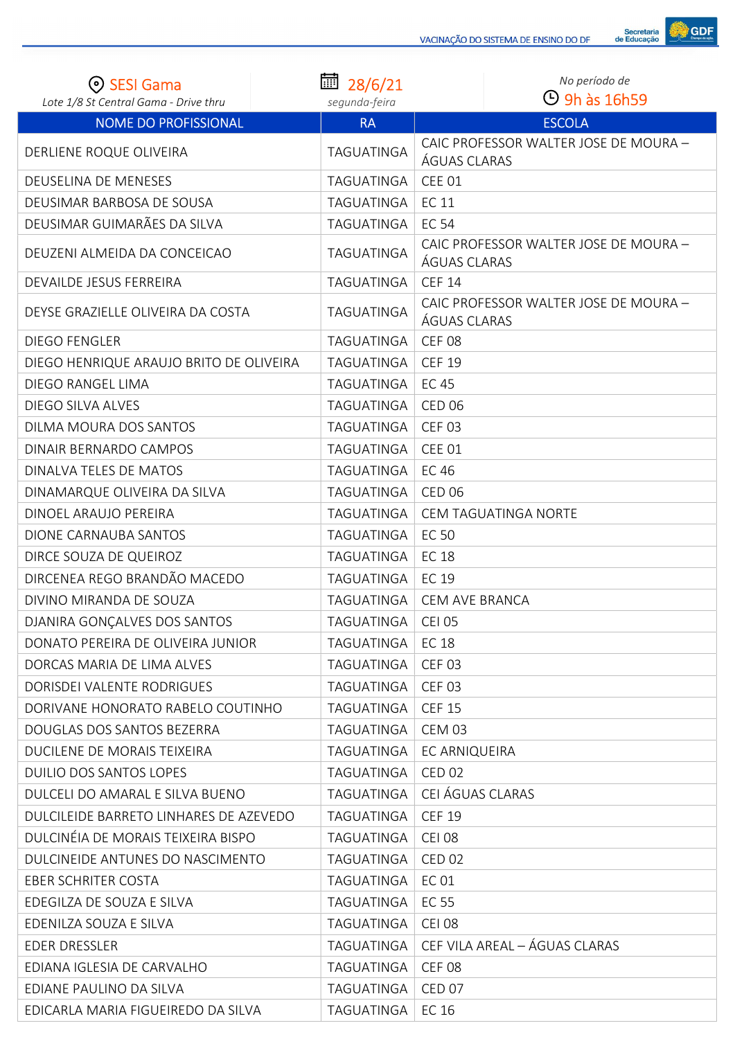**SESI Gama**
*Lote 1/8 St Central Gama - Drive thru*

**28/6/21**
*segunda-feira*

*No período de*
**9h às 16h59**

| NOME DO PROFISSIONAL | RA | ESCOLA |
|---|---|---|
| DERLIENE ROQUE OLIVEIRA | TAGUATINGA | CAIC PROFESSOR WALTER JOSE DE MOURA – ÁGUAS CLARAS |
| DEUSELINA DE MENESES | TAGUATINGA | CEE 01 |
| DEUSIMAR BARBOSA DE SOUSA | TAGUATINGA | EC 11 |
| DEUSIMAR GUIMARÃES DA SILVA | TAGUATINGA | EC 54 |
| DEUZENI ALMEIDA DA CONCEICAO | TAGUATINGA | CAIC PROFESSOR WALTER JOSE DE MOURA – ÁGUAS CLARAS |
| DEVAILDE JESUS FERREIRA | TAGUATINGA | CEF 14 |
| DEYSE GRAZIELLE OLIVEIRA DA COSTA | TAGUATINGA | CAIC PROFESSOR WALTER JOSE DE MOURA – ÁGUAS CLARAS |
| DIEGO FENGLER | TAGUATINGA | CEF 08 |
| DIEGO HENRIQUE ARAUJO BRITO DE OLIVEIRA | TAGUATINGA | CEF 19 |
| DIEGO RANGEL LIMA | TAGUATINGA | EC 45 |
| DIEGO SILVA ALVES | TAGUATINGA | CED 06 |
| DILMA MOURA DOS SANTOS | TAGUATINGA | CEF 03 |
| DINAIR BERNARDO CAMPOS | TAGUATINGA | CEE 01 |
| DINALVA TELES DE MATOS | TAGUATINGA | EC 46 |
| DINAMARQUE OLIVEIRA DA SILVA | TAGUATINGA | CED 06 |
| DINOEL ARAUJO PEREIRA | TAGUATINGA | CEM TAGUATINGA NORTE |
| DIONE CARNAUBA SANTOS | TAGUATINGA | EC 50 |
| DIRCE SOUZA DE QUEIROZ | TAGUATINGA | EC 18 |
| DIRCENEA REGO BRANDÃO MACEDO | TAGUATINGA | EC 19 |
| DIVINO MIRANDA DE SOUZA | TAGUATINGA | CEM AVE BRANCA |
| DJANIRA GONÇALVES DOS SANTOS | TAGUATINGA | CEI 05 |
| DONATO PEREIRA DE OLIVEIRA JUNIOR | TAGUATINGA | EC 18 |
| DORCAS MARIA DE LIMA ALVES | TAGUATINGA | CEF 03 |
| DORISDEI VALENTE RODRIGUES | TAGUATINGA | CEF 03 |
| DORIVANE HONORATO RABELO COUTINHO | TAGUATINGA | CEF 15 |
| DOUGLAS DOS SANTOS BEZERRA | TAGUATINGA | CEM 03 |
| DUCILENE DE MORAIS TEIXEIRA | TAGUATINGA | EC ARNIQUEIRA |
| DUILIO DOS SANTOS LOPES | TAGUATINGA | CED 02 |
| DULCELI DO AMARAL E SILVA BUENO | TAGUATINGA | CEI ÁGUAS CLARAS |
| DULCILEIDE BARRETO LINHARES DE AZEVEDO | TAGUATINGA | CEF 19 |
| DULCINÉIA DE MORAIS TEIXEIRA BISPO | TAGUATINGA | CEI 08 |
| DULCINEIDE ANTUNES DO NASCIMENTO | TAGUATINGA | CED 02 |
| EBER SCHRITER COSTA | TAGUATINGA | EC 01 |
| EDEGILZA DE SOUZA E SILVA | TAGUATINGA | EC 55 |
| EDENILZA SOUZA E SILVA | TAGUATINGA | CEI 08 |
| EDER DRESSLER | TAGUATINGA | CEF VILA AREAL – ÁGUAS CLARAS |
| EDIANA IGLESIA DE CARVALHO | TAGUATINGA | CEF 08 |
| EDIANE PAULINO DA SILVA | TAGUATINGA | CED 07 |
| EDICARLA MARIA FIGUEIREDO DA SILVA | TAGUATINGA | EC 16 |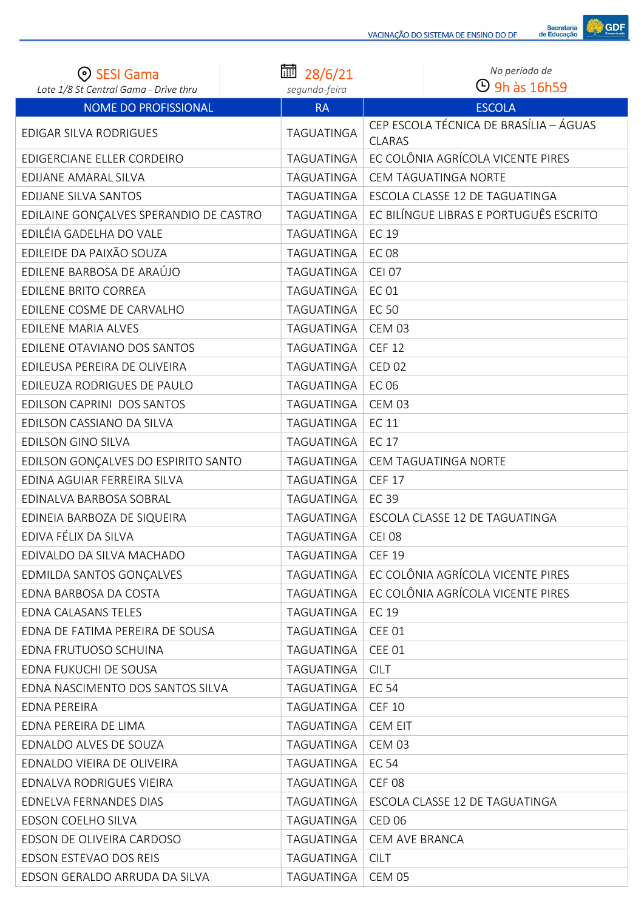| SESI Gama<br>Lote 1/8 St Central Gama - Drive thru | 28/6/21<br>*segunda-feira* | *No período de*<br>9h às 16h59 |
|---|---|---|
| NOME DO PROFISSIONAL | RA | ESCOLA |
| EDIGAR SILVA RODRIGUES | TAGUATINGA | CEP ESCOLA TÉCNICA DE BRASÍLIA – ÁGUAS CLARAS |
| EDIGERCIANE ELLER CORDEIRO | TAGUATINGA | EC COLÔNIA AGRÍCOLA VICENTE PIRES |
| EDIJANE AMARAL SILVA | TAGUATINGA | CEM TAGUATINGA NORTE |
| EDIJANE SILVA SANTOS | TAGUATINGA | ESCOLA CLASSE 12 DE TAGUATINGA |
| EDILAINE GONÇALVES SPERANDIO DE CASTRO | TAGUATINGA | EC BILÍNGUE LIBRAS E PORTUGUÊS ESCRITO |
| EDILÉIA GADELHA DO VALE | TAGUATINGA | EC 19 |
| EDILEIDE DA PAIXÃO SOUZA | TAGUATINGA | EC 08 |
| EDILENE BARBOSA DE ARAÚJO | TAGUATINGA | CEI 07 |
| EDILENE BRITO CORREA | TAGUATINGA | EC 01 |
| EDILENE COSME DE CARVALHO | TAGUATINGA | EC 50 |
| EDILENE MARIA ALVES | TAGUATINGA | CEM 03 |
| EDILENE OTAVIANO DOS SANTOS | TAGUATINGA | CEF 12 |
| EDILEUSA PEREIRA DE OLIVEIRA | TAGUATINGA | CED 02 |
| EDILEUZA RODRIGUES DE PAULO | TAGUATINGA | EC 06 |
| EDILSON CAPRINI DOS SANTOS | TAGUATINGA | CEM 03 |
| EDILSON CASSIANO DA SILVA | TAGUATINGA | EC 11 |
| EDILSON GINO SILVA | TAGUATINGA | EC 17 |
| EDILSON GONÇALVES DO ESPIRITO SANTO | TAGUATINGA | CEM TAGUATINGA NORTE |
| EDINA AGUIAR FERREIRA SILVA | TAGUATINGA | CEF 17 |
| EDINALVA BARBOSA SOBRAL | TAGUATINGA | EC 39 |
| EDINEIA BARBOZA DE SIQUEIRA | TAGUATINGA | ESCOLA CLASSE 12 DE TAGUATINGA |
| EDIVA FÉLIX DA SILVA | TAGUATINGA | CEI 08 |
| EDIVALDO DA SILVA MACHADO | TAGUATINGA | CEF 19 |
| EDMILDA SANTOS GONÇALVES | TAGUATINGA | EC COLÔNIA AGRÍCOLA VICENTE PIRES |
| EDNA BARBOSA DA COSTA | TAGUATINGA | EC COLÔNIA AGRÍCOLA VICENTE PIRES |
| EDNA CALASANS TELES | TAGUATINGA | EC 19 |
| EDNA DE FATIMA PEREIRA DE SOUSA | TAGUATINGA | CEE 01 |
| EDNA FRUTUOSO SCHUINA | TAGUATINGA | CEE 01 |
| EDNA FUKUCHI DE SOUSA | TAGUATINGA | CILT |
| EDNA NASCIMENTO DOS SANTOS SILVA | TAGUATINGA | EC 54 |
| EDNA PEREIRA | TAGUATINGA | CEF 10 |
| EDNA PEREIRA DE LIMA | TAGUATINGA | CEM EIT |
| EDNALDO ALVES DE SOUZA | TAGUATINGA | CEM 03 |
| EDNALDO VIEIRA DE OLIVEIRA | TAGUATINGA | EC 54 |
| EDNALVA RODRIGUES VIEIRA | TAGUATINGA | CEF 08 |
| EDNELVA FERNANDES DIAS | TAGUATINGA | ESCOLA CLASSE 12 DE TAGUATINGA |
| EDSON COELHO SILVA | TAGUATINGA | CED 06 |
| EDSON DE OLIVEIRA CARDOSO | TAGUATINGA | CEM AVE BRANCA |
| EDSON ESTEVAO DOS REIS | TAGUATINGA | CILT |
| EDSON GERALDO ARRUDA DA SILVA | TAGUATINGA | CEM 05 |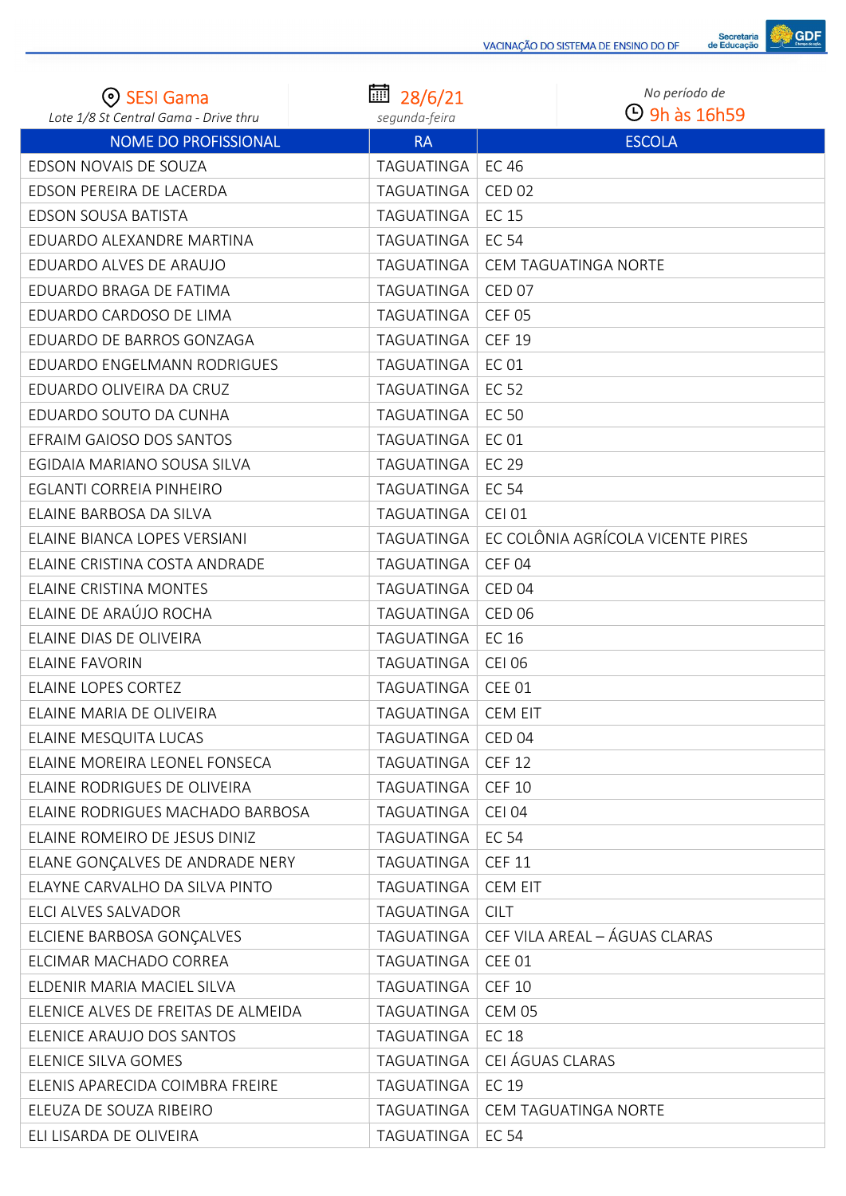SESI Gama
Lote 1/8 St Central Gama - Drive thru

28/6/21
*segunda-feira*

*No período de*
9h às 16h59

| NOME DO PROFISSIONAL | RA | ESCOLA |
|---|---|---|
| EDSON NOVAIS DE SOUZA | TAGUATINGA | EC 46 |
| EDSON PEREIRA DE LACERDA | TAGUATINGA | CED 02 |
| EDSON SOUSA BATISTA | TAGUATINGA | EC 15 |
| EDUARDO ALEXANDRE MARTINA | TAGUATINGA | EC 54 |
| EDUARDO ALVES DE ARAUJO | TAGUATINGA | CEM TAGUATINGA NORTE |
| EDUARDO BRAGA DE FATIMA | TAGUATINGA | CED 07 |
| EDUARDO CARDOSO DE LIMA | TAGUATINGA | CEF 05 |
| EDUARDO DE BARROS GONZAGA | TAGUATINGA | CEF 19 |
| EDUARDO ENGELMANN RODRIGUES | TAGUATINGA | EC 01 |
| EDUARDO OLIVEIRA DA CRUZ | TAGUATINGA | EC 52 |
| EDUARDO SOUTO DA CUNHA | TAGUATINGA | EC 50 |
| EFRAIM GAIOSO DOS SANTOS | TAGUATINGA | EC 01 |
| EGIDAIA MARIANO SOUSA SILVA | TAGUATINGA | EC 29 |
| EGLANTI CORREIA PINHEIRO | TAGUATINGA | EC 54 |
| ELAINE BARBOSA DA SILVA | TAGUATINGA | CEI 01 |
| ELAINE BIANCA LOPES VERSIANI | TAGUATINGA | EC COLÔNIA AGRÍCOLA VICENTE PIRES |
| ELAINE CRISTINA COSTA ANDRADE | TAGUATINGA | CEF 04 |
| ELAINE CRISTINA MONTES | TAGUATINGA | CED 04 |
| ELAINE DE ARAÚJO ROCHA | TAGUATINGA | CED 06 |
| ELAINE DIAS DE OLIVEIRA | TAGUATINGA | EC 16 |
| ELAINE FAVORIN | TAGUATINGA | CEI 06 |
| ELAINE LOPES CORTEZ | TAGUATINGA | CEE 01 |
| ELAINE MARIA DE OLIVEIRA | TAGUATINGA | CEM EIT |
| ELAINE MESQUITA LUCAS | TAGUATINGA | CED 04 |
| ELAINE MOREIRA LEONEL FONSECA | TAGUATINGA | CEF 12 |
| ELAINE RODRIGUES DE OLIVEIRA | TAGUATINGA | CEF 10 |
| ELAINE RODRIGUES MACHADO BARBOSA | TAGUATINGA | CEI 04 |
| ELAINE ROMEIRO DE JESUS DINIZ | TAGUATINGA | EC 54 |
| ELANE GONÇALVES DE ANDRADE NERY | TAGUATINGA | CEF 11 |
| ELAYNE CARVALHO DA SILVA PINTO | TAGUATINGA | CEM EIT |
| ELCI ALVES SALVADOR | TAGUATINGA | CILT |
| ELCIENE BARBOSA GONÇALVES | TAGUATINGA | CEF VILA AREAL – ÁGUAS CLARAS |
| ELCIMAR MACHADO CORREA | TAGUATINGA | CEE 01 |
| ELDENIR MARIA MACIEL SILVA | TAGUATINGA | CEF 10 |
| ELENICE ALVES DE FREITAS DE ALMEIDA | TAGUATINGA | CEM 05 |
| ELENICE ARAUJO DOS SANTOS | TAGUATINGA | EC 18 |
| ELENICE SILVA GOMES | TAGUATINGA | CEI ÁGUAS CLARAS |
| ELENIS APARECIDA COIMBRA FREIRE | TAGUATINGA | EC 19 |
| ELEUZA DE SOUZA RIBEIRO | TAGUATINGA | CEM TAGUATINGA NORTE |
| ELI LISARDA DE OLIVEIRA | TAGUATINGA | EC 54 |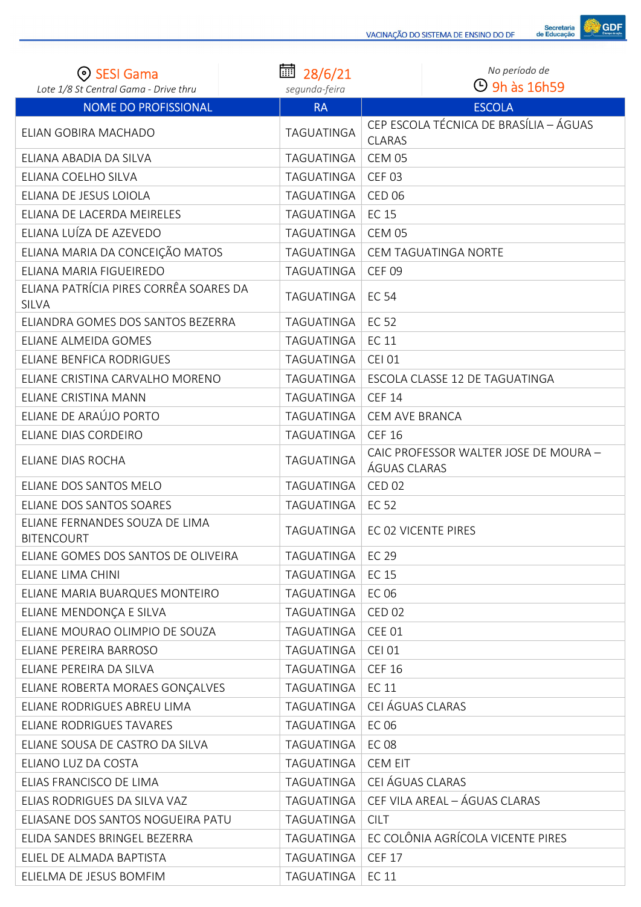| SESI Gama<br>*Lote 1/8 St Central Gama - Drive thru* | 28/6/21<br>*segunda-feira* | *No período de*<br>9h às 16h59 |
|---|---|---|
| **NOME DO PROFISSIONAL** | **RA** | **ESCOLA** |
| ELIAN GOBIRA MACHADO | TAGUATINGA | CEP ESCOLA TÉCNICA DE BRASÍLIA – ÁGUAS CLARAS |
| ELIANA ABADIA DA SILVA | TAGUATINGA | CEM 05 |
| ELIANA COELHO SILVA | TAGUATINGA | CEF 03 |
| ELIANA DE JESUS LOIOLA | TAGUATINGA | CED 06 |
| ELIANA DE LACERDA MEIRELES | TAGUATINGA | EC 15 |
| ELIANA LUÍZA DE AZEVEDO | TAGUATINGA | CEM 05 |
| ELIANA MARIA DA CONCEIÇÃO MATOS | TAGUATINGA | CEM TAGUATINGA NORTE |
| ELIANA MARIA FIGUEIREDO | TAGUATINGA | CEF 09 |
| ELIANA PATRÍCIA PIRES CORRÊA SOARES DA SILVA | TAGUATINGA | EC 54 |
| ELIANDRA GOMES DOS SANTOS BEZERRA | TAGUATINGA | EC 52 |
| ELIANE ALMEIDA GOMES | TAGUATINGA | EC 11 |
| ELIANE BENFICA RODRIGUES | TAGUATINGA | CEI 01 |
| ELIANE CRISTINA CARVALHO MORENO | TAGUATINGA | ESCOLA CLASSE 12 DE TAGUATINGA |
| ELIANE CRISTINA MANN | TAGUATINGA | CEF 14 |
| ELIANE DE ARAÚJO PORTO | TAGUATINGA | CEM AVE BRANCA |
| ELIANE DIAS CORDEIRO | TAGUATINGA | CEF 16 |
| ELIANE DIAS ROCHA | TAGUATINGA | CAIC PROFESSOR WALTER JOSE DE MOURA – ÁGUAS CLARAS |
| ELIANE DOS SANTOS MELO | TAGUATINGA | CED 02 |
| ELIANE DOS SANTOS SOARES | TAGUATINGA | EC 52 |
| ELIANE FERNANDES SOUZA DE LIMA BITENCOURT | TAGUATINGA | EC 02 VICENTE PIRES |
| ELIANE GOMES DOS SANTOS DE OLIVEIRA | TAGUATINGA | EC 29 |
| ELIANE LIMA CHINI | TAGUATINGA | EC 15 |
| ELIANE MARIA BUARQUES MONTEIRO | TAGUATINGA | EC 06 |
| ELIANE MENDONÇA E SILVA | TAGUATINGA | CED 02 |
| ELIANE MOURAO OLIMPIO DE SOUZA | TAGUATINGA | CEE 01 |
| ELIANE PEREIRA BARROSO | TAGUATINGA | CEI 01 |
| ELIANE PEREIRA DA SILVA | TAGUATINGA | CEF 16 |
| ELIANE ROBERTA MORAES GONÇALVES | TAGUATINGA | EC 11 |
| ELIANE RODRIGUES ABREU LIMA | TAGUATINGA | CEI ÁGUAS CLARAS |
| ELIANE RODRIGUES TAVARES | TAGUATINGA | EC 06 |
| ELIANE SOUSA DE CASTRO DA SILVA | TAGUATINGA | EC 08 |
| ELIANO LUZ DA COSTA | TAGUATINGA | CEM EIT |
| ELIAS FRANCISCO DE LIMA | TAGUATINGA | CEI ÁGUAS CLARAS |
| ELIAS RODRIGUES DA SILVA VAZ | TAGUATINGA | CEF VILA AREAL – ÁGUAS CLARAS |
| ELIASANE DOS SANTOS NOGUEIRA PATU | TAGUATINGA | CILT |
| ELIDA SANDES BRINGEL BEZERRA | TAGUATINGA | EC COLÔNIA AGRÍCOLA VICENTE PIRES |
| ELIEL DE ALMADA BAPTISTA | TAGUATINGA | CEF 17 |
| ELIELMA DE JESUS BOMFIM | TAGUATINGA | EC 11 |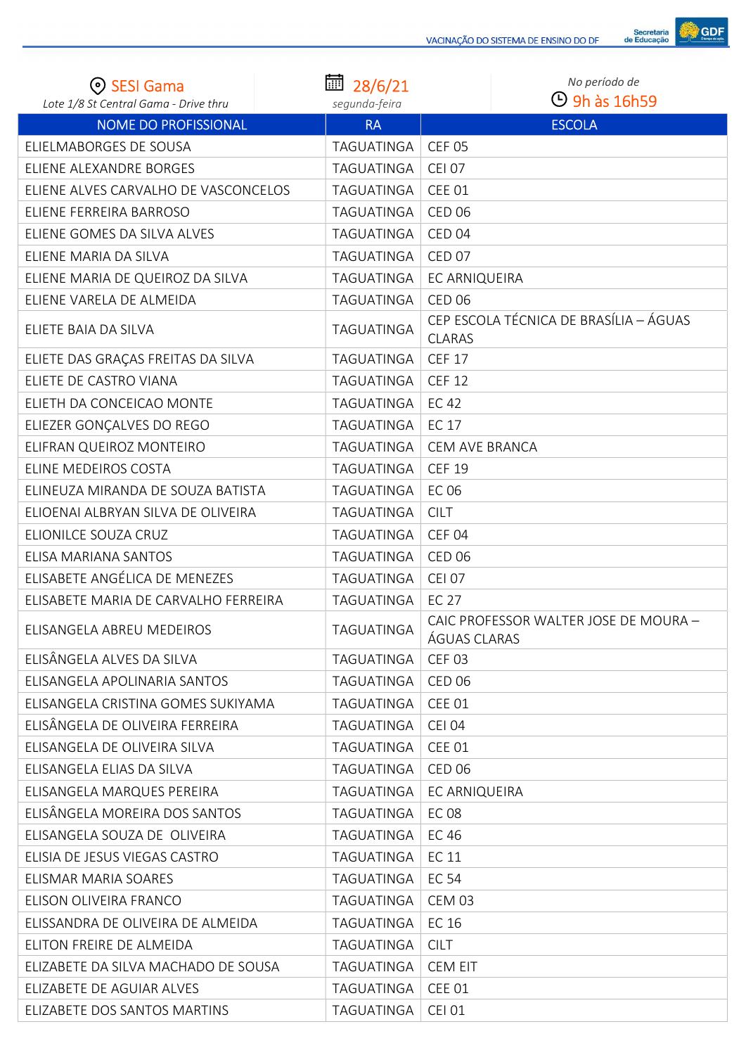SESI Gama
*Lote 1/8 St Central Gama - Drive thru*

28/6/21
*segunda-feira*

*No período de*
9h às 16h59

| NOME DO PROFISSIONAL | RA | ESCOLA |
|---|---|---|
| ELIELMABORGES DE SOUSA | TAGUATINGA | CEF 05 |
| ELIENE ALEXANDRE BORGES | TAGUATINGA | CEI 07 |
| ELIENE ALVES CARVALHO DE VASCONCELOS | TAGUATINGA | CEE 01 |
| ELIENE FERREIRA BARROSO | TAGUATINGA | CED 06 |
| ELIENE GOMES DA SILVA ALVES | TAGUATINGA | CED 04 |
| ELIENE MARIA DA SILVA | TAGUATINGA | CED 07 |
| ELIENE MARIA DE QUEIROZ DA SILVA | TAGUATINGA | EC ARNIQUEIRA |
| ELIENE VARELA DE ALMEIDA | TAGUATINGA | CED 06 |
| ELIETE BAIA DA SILVA | TAGUATINGA | CEP ESCOLA TÉCNICA DE BRASÍLIA – ÁGUAS CLARAS |
| ELIETE DAS GRAÇAS FREITAS DA SILVA | TAGUATINGA | CEF 17 |
| ELIETE DE CASTRO VIANA | TAGUATINGA | CEF 12 |
| ELIETH DA CONCEICAO MONTE | TAGUATINGA | EC 42 |
| ELIEZER GONÇALVES DO REGO | TAGUATINGA | EC 17 |
| ELIFRAN QUEIROZ MONTEIRO | TAGUATINGA | CEM AVE BRANCA |
| ELINE MEDEIROS COSTA | TAGUATINGA | CEF 19 |
| ELINEUZA MIRANDA DE SOUZA BATISTA | TAGUATINGA | EC 06 |
| ELIOENAI ALBRYAN SILVA DE OLIVEIRA | TAGUATINGA | CILT |
| ELIONILCE SOUZA CRUZ | TAGUATINGA | CEF 04 |
| ELISA MARIANA SANTOS | TAGUATINGA | CED 06 |
| ELISABETE ANGÉLICA DE MENEZES | TAGUATINGA | CEI 07 |
| ELISABETE MARIA DE CARVALHO FERREIRA | TAGUATINGA | EC 27 |
| ELISANGELA ABREU MEDEIROS | TAGUATINGA | CAIC PROFESSOR WALTER JOSE DE MOURA – ÁGUAS CLARAS |
| ELISÂNGELA ALVES DA SILVA | TAGUATINGA | CEF 03 |
| ELISANGELA APOLINARIA SANTOS | TAGUATINGA | CED 06 |
| ELISANGELA CRISTINA GOMES SUKIYAMA | TAGUATINGA | CEE 01 |
| ELISÂNGELA DE OLIVEIRA FERREIRA | TAGUATINGA | CEI 04 |
| ELISANGELA DE OLIVEIRA SILVA | TAGUATINGA | CEE 01 |
| ELISANGELA ELIAS DA SILVA | TAGUATINGA | CED 06 |
| ELISANGELA MARQUES PEREIRA | TAGUATINGA | EC ARNIQUEIRA |
| ELISÂNGELA MOREIRA DOS SANTOS | TAGUATINGA | EC 08 |
| ELISANGELA SOUZA DE OLIVEIRA | TAGUATINGA | EC 46 |
| ELISIA DE JESUS VIEGAS CASTRO | TAGUATINGA | EC 11 |
| ELISMAR MARIA SOARES | TAGUATINGA | EC 54 |
| ELISON OLIVEIRA FRANCO | TAGUATINGA | CEM 03 |
| ELISSANDRA DE OLIVEIRA DE ALMEIDA | TAGUATINGA | EC 16 |
| ELITON FREIRE DE ALMEIDA | TAGUATINGA | CILT |
| ELIZABETE DA SILVA MACHADO DE SOUSA | TAGUATINGA | CEM EIT |
| ELIZABETE DE AGUIAR ALVES | TAGUATINGA | CEE 01 |
| ELIZABETE DOS SANTOS MARTINS | TAGUATINGA | CEI 01 |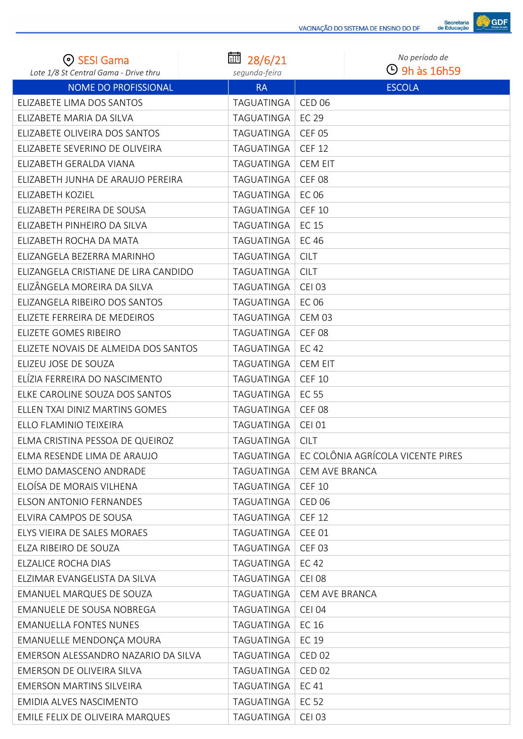SESI Gama
Lote 1/8 St Central Gama - Drive thru

28/6/21
*segunda-feira*

*No período de*
9h às 16h59

| NOME DO PROFISSIONAL | RA | ESCOLA |
|---|---|---|
| ELIZABETE LIMA DOS SANTOS | TAGUATINGA | CED 06 |
| ELIZABETE MARIA DA SILVA | TAGUATINGA | EC 29 |
| ELIZABETE OLIVEIRA DOS SANTOS | TAGUATINGA | CEF 05 |
| ELIZABETE SEVERINO DE OLIVEIRA | TAGUATINGA | CEF 12 |
| ELIZABETH GERALDA VIANA | TAGUATINGA | CEM EIT |
| ELIZABETH JUNHA DE ARAUJO PEREIRA | TAGUATINGA | CEF 08 |
| ELIZABETH KOZIEL | TAGUATINGA | EC 06 |
| ELIZABETH PEREIRA DE SOUSA | TAGUATINGA | CEF 10 |
| ELIZABETH PINHEIRO DA SILVA | TAGUATINGA | EC 15 |
| ELIZABETH ROCHA DA MATA | TAGUATINGA | EC 46 |
| ELIZANGELA BEZERRA MARINHO | TAGUATINGA | CILT |
| ELIZANGELA CRISTIANE DE LIRA CANDIDO | TAGUATINGA | CILT |
| ELIZÂNGELA MOREIRA DA SILVA | TAGUATINGA | CEI 03 |
| ELIZANGELA RIBEIRO DOS SANTOS | TAGUATINGA | EC 06 |
| ELIZETE FERREIRA DE MEDEIROS | TAGUATINGA | CEM 03 |
| ELIZETE GOMES RIBEIRO | TAGUATINGA | CEF 08 |
| ELIZETE NOVAIS DE ALMEIDA DOS SANTOS | TAGUATINGA | EC 42 |
| ELIZEU JOSE DE SOUZA | TAGUATINGA | CEM EIT |
| ELÍZIA FERREIRA DO NASCIMENTO | TAGUATINGA | CEF 10 |
| ELKE CAROLINE SOUZA DOS SANTOS | TAGUATINGA | EC 55 |
| ELLEN TXAI DINIZ MARTINS GOMES | TAGUATINGA | CEF 08 |
| ELLO FLAMINIO TEIXEIRA | TAGUATINGA | CEI 01 |
| ELMA CRISTINA PESSOA DE QUEIROZ | TAGUATINGA | CILT |
| ELMA RESENDE LIMA DE ARAUJO | TAGUATINGA | EC COLÔNIA AGRÍCOLA VICENTE PIRES |
| ELMO DAMASCENO ANDRADE | TAGUATINGA | CEM AVE BRANCA |
| ELOÍSA DE MORAIS VILHENA | TAGUATINGA | CEF 10 |
| ELSON ANTONIO FERNANDES | TAGUATINGA | CED 06 |
| ELVIRA CAMPOS DE SOUSA | TAGUATINGA | CEF 12 |
| ELYS VIEIRA DE SALES MORAES | TAGUATINGA | CEE 01 |
| ELZA RIBEIRO DE SOUZA | TAGUATINGA | CEF 03 |
| ELZALICE ROCHA DIAS | TAGUATINGA | EC 42 |
| ELZIMAR EVANGELISTA DA SILVA | TAGUATINGA | CEI 08 |
| EMANUEL MARQUES DE SOUZA | TAGUATINGA | CEM AVE BRANCA |
| EMANUELE DE SOUSA NOBREGA | TAGUATINGA | CEI 04 |
| EMANUELLA FONTES NUNES | TAGUATINGA | EC 16 |
| EMANUELLE MENDONÇA MOURA | TAGUATINGA | EC 19 |
| EMERSON ALESSANDRO NAZARIO DA SILVA | TAGUATINGA | CED 02 |
| EMERSON DE OLIVEIRA SILVA | TAGUATINGA | CED 02 |
| EMERSON MARTINS SILVEIRA | TAGUATINGA | EC 41 |
| EMIDIA ALVES NASCIMENTO | TAGUATINGA | EC 52 |
| EMILE FELIX DE OLIVEIRA MARQUES | TAGUATINGA | CEI 03 |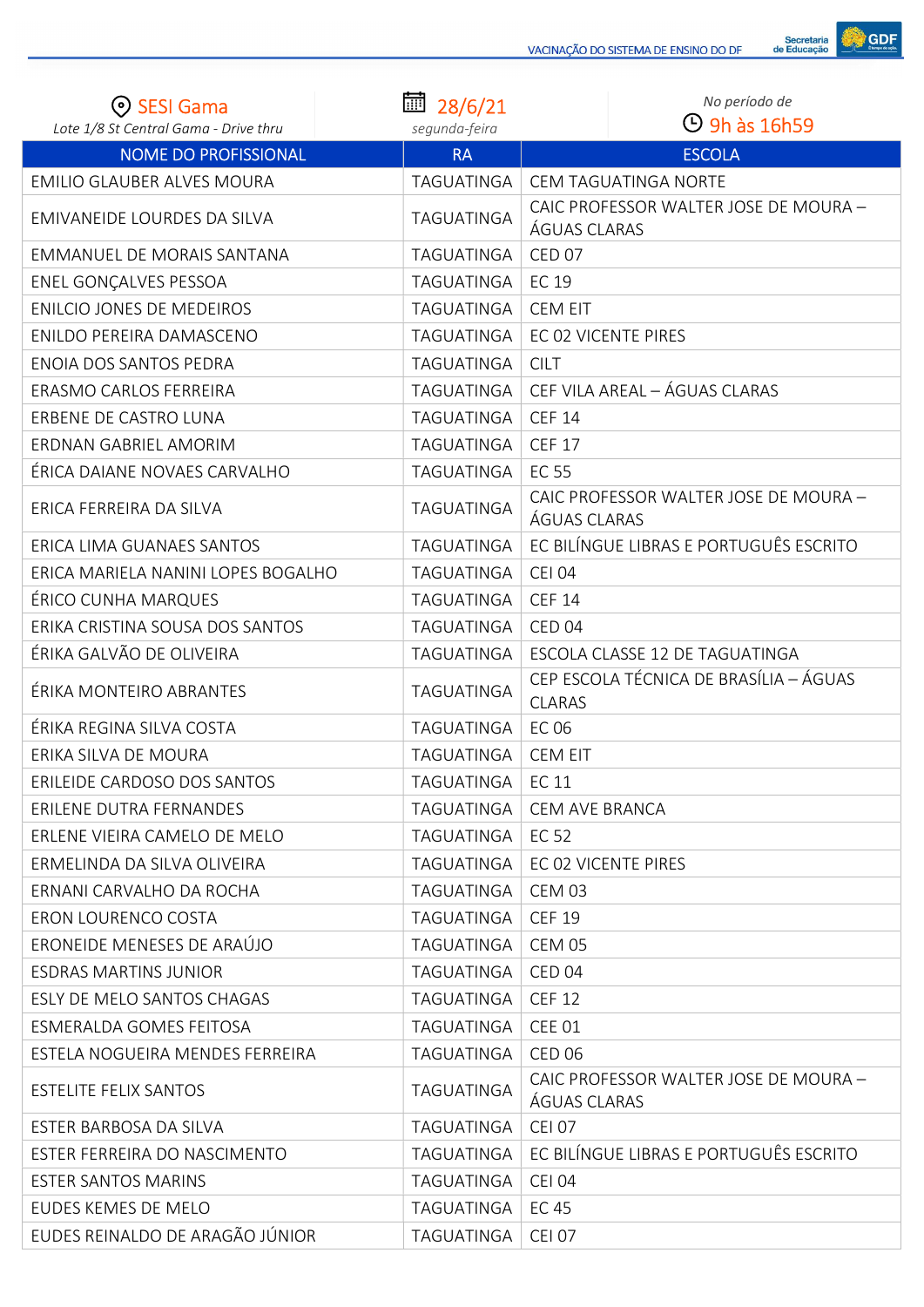SESI Gama
Lote 1/8 St Central Gama - Drive thru

28/6/21
segunda-feira

*No período de*
9h às 16h59

| NOME DO PROFISSIONAL | RA | ESCOLA |
|---|---|---|
| EMILIO GLAUBER ALVES MOURA | TAGUATINGA | CEM TAGUATINGA NORTE |
| EMIVANEIDE LOURDES DA SILVA | TAGUATINGA | CAIC PROFESSOR WALTER JOSE DE MOURA – ÁGUAS CLARAS |
| EMMANUEL DE MORAIS SANTANA | TAGUATINGA | CED 07 |
| ENEL GONÇALVES PESSOA | TAGUATINGA | EC 19 |
| ENILCIO JONES DE MEDEIROS | TAGUATINGA | CEM EIT |
| ENILDO PEREIRA DAMASCENO | TAGUATINGA | EC 02 VICENTE PIRES |
| ENOIA DOS SANTOS PEDRA | TAGUATINGA | CILT |
| ERASMO CARLOS FERREIRA | TAGUATINGA | CEF VILA AREAL – ÁGUAS CLARAS |
| ERBENE DE CASTRO LUNA | TAGUATINGA | CEF 14 |
| ERDNAN GABRIEL AMORIM | TAGUATINGA | CEF 17 |
| ÉRICA DAIANE NOVAES CARVALHO | TAGUATINGA | EC 55 |
| ERICA FERREIRA DA SILVA | TAGUATINGA | CAIC PROFESSOR WALTER JOSE DE MOURA – ÁGUAS CLARAS |
| ERICA LIMA GUANAES SANTOS | TAGUATINGA | EC BILÍNGUE LIBRAS E PORTUGUÊS ESCRITO |
| ERICA MARIELA NANINI LOPES BOGALHO | TAGUATINGA | CEI 04 |
| ÉRICO CUNHA MARQUES | TAGUATINGA | CEF 14 |
| ERIKA CRISTINA SOUSA DOS SANTOS | TAGUATINGA | CED 04 |
| ÉRIKA GALVÃO DE OLIVEIRA | TAGUATINGA | ESCOLA CLASSE 12 DE TAGUATINGA |
| ÉRIKA MONTEIRO ABRANTES | TAGUATINGA | CEP ESCOLA TÉCNICA DE BRASÍLIA – ÁGUAS CLARAS |
| ÉRIKA REGINA SILVA COSTA | TAGUATINGA | EC 06 |
| ERIKA SILVA DE MOURA | TAGUATINGA | CEM EIT |
| ERILEIDE CARDOSO DOS SANTOS | TAGUATINGA | EC 11 |
| ERILENE DUTRA FERNANDES | TAGUATINGA | CEM AVE BRANCA |
| ERLENE VIEIRA CAMELO DE MELO | TAGUATINGA | EC 52 |
| ERMELINDA DA SILVA OLIVEIRA | TAGUATINGA | EC 02 VICENTE PIRES |
| ERNANI CARVALHO DA ROCHA | TAGUATINGA | CEM 03 |
| ERON LOURENCO COSTA | TAGUATINGA | CEF 19 |
| ERONEIDE MENESES DE ARAÚJO | TAGUATINGA | CEM 05 |
| ESDRAS MARTINS JUNIOR | TAGUATINGA | CED 04 |
| ESLY DE MELO SANTOS CHAGAS | TAGUATINGA | CEF 12 |
| ESMERALDA GOMES FEITOSA | TAGUATINGA | CEE 01 |
| ESTELA NOGUEIRA MENDES FERREIRA | TAGUATINGA | CED 06 |
| ESTELITE FELIX SANTOS | TAGUATINGA | CAIC PROFESSOR WALTER JOSE DE MOURA – ÁGUAS CLARAS |
| ESTER BARBOSA DA SILVA | TAGUATINGA | CEI 07 |
| ESTER FERREIRA DO NASCIMENTO | TAGUATINGA | EC BILÍNGUE LIBRAS E PORTUGUÊS ESCRITO |
| ESTER SANTOS MARINS | TAGUATINGA | CEI 04 |
| EUDES KEMES DE MELO | TAGUATINGA | EC 45 |
| EUDES REINALDO DE ARAGÃO JÚNIOR | TAGUATINGA | CEI 07 |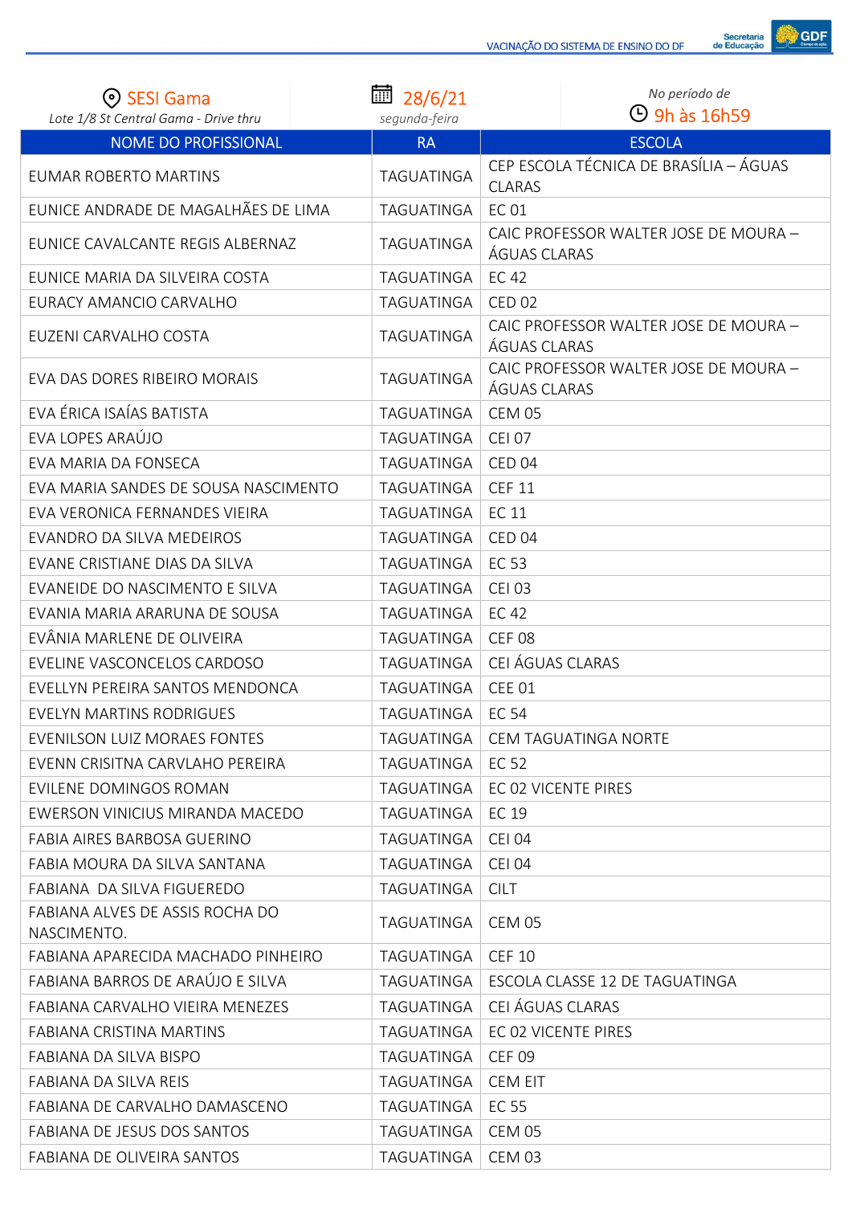SESI Gama
*Lote 1/8 St Central Gama - Drive thru*

28/6/21
*segunda-feira*

*No período de*
9h às 16h59

| NOME DO PROFISSIONAL | RA | ESCOLA |
|---|---|---|
| EUMAR ROBERTO MARTINS | TAGUATINGA | CEP ESCOLA TÉCNICA DE BRASÍLIA – ÁGUAS CLARAS |
| EUNICE ANDRADE DE MAGALHÃES DE LIMA | TAGUATINGA | EC 01 |
| EUNICE CAVALCANTE REGIS ALBERNAZ | TAGUATINGA | CAIC PROFESSOR WALTER JOSE DE MOURA – ÁGUAS CLARAS |
| EUNICE MARIA DA SILVEIRA COSTA | TAGUATINGA | EC 42 |
| EURACY AMANCIO CARVALHO | TAGUATINGA | CED 02 |
| EUZENI CARVALHO COSTA | TAGUATINGA | CAIC PROFESSOR WALTER JOSE DE MOURA – ÁGUAS CLARAS |
| EVA DAS DORES RIBEIRO MORAIS | TAGUATINGA | CAIC PROFESSOR WALTER JOSE DE MOURA – ÁGUAS CLARAS |
| EVA ÉRICA ISAÍAS BATISTA | TAGUATINGA | CEM 05 |
| EVA LOPES ARAÚJO | TAGUATINGA | CEI 07 |
| EVA MARIA DA FONSECA | TAGUATINGA | CED 04 |
| EVA MARIA SANDES DE SOUSA NASCIMENTO | TAGUATINGA | CEF 11 |
| EVA VERONICA FERNANDES VIEIRA | TAGUATINGA | EC 11 |
| EVANDRO DA SILVA MEDEIROS | TAGUATINGA | CED 04 |
| EVANE CRISTIANE DIAS DA SILVA | TAGUATINGA | EC 53 |
| EVANEIDE DO NASCIMENTO E SILVA | TAGUATINGA | CEI 03 |
| EVANIA MARIA ARARUNA DE SOUSA | TAGUATINGA | EC 42 |
| EVÂNIA MARLENE DE OLIVEIRA | TAGUATINGA | CEF 08 |
| EVELINE VASCONCELOS CARDOSO | TAGUATINGA | CEI ÁGUAS CLARAS |
| EVELLYN PEREIRA SANTOS MENDONCA | TAGUATINGA | CEE 01 |
| EVELYN MARTINS RODRIGUES | TAGUATINGA | EC 54 |
| EVENILSON LUIZ MORAES FONTES | TAGUATINGA | CEM TAGUATINGA NORTE |
| EVENN CRISITNA CARVLAHO PEREIRA | TAGUATINGA | EC 52 |
| EVILENE DOMINGOS ROMAN | TAGUATINGA | EC 02 VICENTE PIRES |
| EWERSON VINICIUS MIRANDA MACEDO | TAGUATINGA | EC 19 |
| FABIA AIRES BARBOSA GUERINO | TAGUATINGA | CEI 04 |
| FABIA MOURA DA SILVA SANTANA | TAGUATINGA | CEI 04 |
| FABIANA  DA SILVA FIGUEREDO | TAGUATINGA | CILT |
| FABIANA ALVES DE ASSIS ROCHA DO NASCIMENTO. | TAGUATINGA | CEM 05 |
| FABIANA APARECIDA MACHADO PINHEIRO | TAGUATINGA | CEF 10 |
| FABIANA BARROS DE ARAÚJO E SILVA | TAGUATINGA | ESCOLA CLASSE 12 DE TAGUATINGA |
| FABIANA CARVALHO VIEIRA MENEZES | TAGUATINGA | CEI ÁGUAS CLARAS |
| FABIANA CRISTINA MARTINS | TAGUATINGA | EC 02 VICENTE PIRES |
| FABIANA DA SILVA BISPO | TAGUATINGA | CEF 09 |
| FABIANA DA SILVA REIS | TAGUATINGA | CEM EIT |
| FABIANA DE CARVALHO DAMASCENO | TAGUATINGA | EC 55 |
| FABIANA DE JESUS DOS SANTOS | TAGUATINGA | CEM 05 |
| FABIANA DE OLIVEIRA SANTOS | TAGUATINGA | CEM 03 |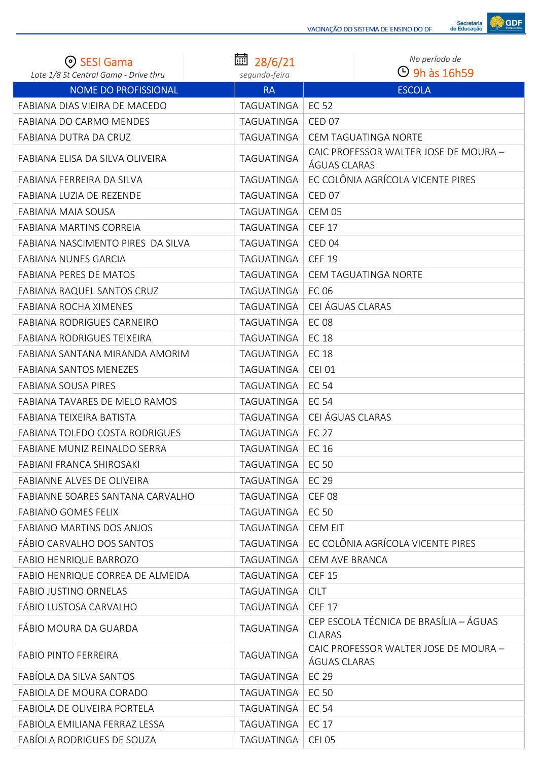SESI Gama
*Lote 1/8 St Central Gama - Drive thru*

28/6/21
*segunda-feira*

*No período de*
9h às 16h59

| NOME DO PROFISSIONAL | RA | ESCOLA |
|---|---|---|
| FABIANA DIAS VIEIRA DE MACEDO | TAGUATINGA | EC 52 |
| FABIANA DO CARMO MENDES | TAGUATINGA | CED 07 |
| FABIANA DUTRA DA CRUZ | TAGUATINGA | CEM TAGUATINGA NORTE |
| FABIANA ELISA DA SILVA OLIVEIRA | TAGUATINGA | CAIC PROFESSOR WALTER JOSE DE MOURA – ÁGUAS CLARAS |
| FABIANA FERREIRA DA SILVA | TAGUATINGA | EC COLÔNIA AGRÍCOLA VICENTE PIRES |
| FABIANA LUZIA DE REZENDE | TAGUATINGA | CED 07 |
| FABIANA MAIA SOUSA | TAGUATINGA | CEM 05 |
| FABIANA MARTINS CORREIA | TAGUATINGA | CEF 17 |
| FABIANA NASCIMENTO PIRES DA SILVA | TAGUATINGA | CED 04 |
| FABIANA NUNES GARCIA | TAGUATINGA | CEF 19 |
| FABIANA PERES DE MATOS | TAGUATINGA | CEM TAGUATINGA NORTE |
| FABIANA RAQUEL SANTOS CRUZ | TAGUATINGA | EC 06 |
| FABIANA ROCHA XIMENES | TAGUATINGA | CEI ÁGUAS CLARAS |
| FABIANA RODRIGUES CARNEIRO | TAGUATINGA | EC 08 |
| FABIANA RODRIGUES TEIXEIRA | TAGUATINGA | EC 18 |
| FABIANA SANTANA MIRANDA AMORIM | TAGUATINGA | EC 18 |
| FABIANA SANTOS MENEZES | TAGUATINGA | CEI 01 |
| FABIANA SOUSA PIRES | TAGUATINGA | EC 54 |
| FABIANA TAVARES DE MELO RAMOS | TAGUATINGA | EC 54 |
| FABIANA TEIXEIRA BATISTA | TAGUATINGA | CEI ÁGUAS CLARAS |
| FABIANA TOLEDO COSTA RODRIGUES | TAGUATINGA | EC 27 |
| FABIANE MUNIZ REINALDO SERRA | TAGUATINGA | EC 16 |
| FABIANI FRANCA SHIROSAKI | TAGUATINGA | EC 50 |
| FABIANNE ALVES DE OLIVEIRA | TAGUATINGA | EC 29 |
| FABIANNE SOARES SANTANA CARVALHO | TAGUATINGA | CEF 08 |
| FABIANO GOMES FELIX | TAGUATINGA | EC 50 |
| FABIANO MARTINS DOS ANJOS | TAGUATINGA | CEM EIT |
| FÁBIO CARVALHO DOS SANTOS | TAGUATINGA | EC COLÔNIA AGRÍCOLA VICENTE PIRES |
| FABIO HENRIQUE BARROZO | TAGUATINGA | CEM AVE BRANCA |
| FABIO HENRIQUE CORREA DE ALMEIDA | TAGUATINGA | CEF 15 |
| FABIO JUSTINO ORNELAS | TAGUATINGA | CILT |
| FÁBIO LUSTOSA CARVALHO | TAGUATINGA | CEF 17 |
| FÁBIO MOURA DA GUARDA | TAGUATINGA | CEP ESCOLA TÉCNICA DE BRASÍLIA – ÁGUAS CLARAS |
| FABIO PINTO FERREIRA | TAGUATINGA | CAIC PROFESSOR WALTER JOSE DE MOURA – ÁGUAS CLARAS |
| FABÍOLA DA SILVA SANTOS | TAGUATINGA | EC 29 |
| FABIOLA DE MOURA CORADO | TAGUATINGA | EC 50 |
| FABIOLA DE OLIVEIRA PORTELA | TAGUATINGA | EC 54 |
| FABIOLA EMILIANA FERRAZ LESSA | TAGUATINGA | EC 17 |
| FABÍOLA RODRIGUES DE SOUZA | TAGUATINGA | CEI 05 |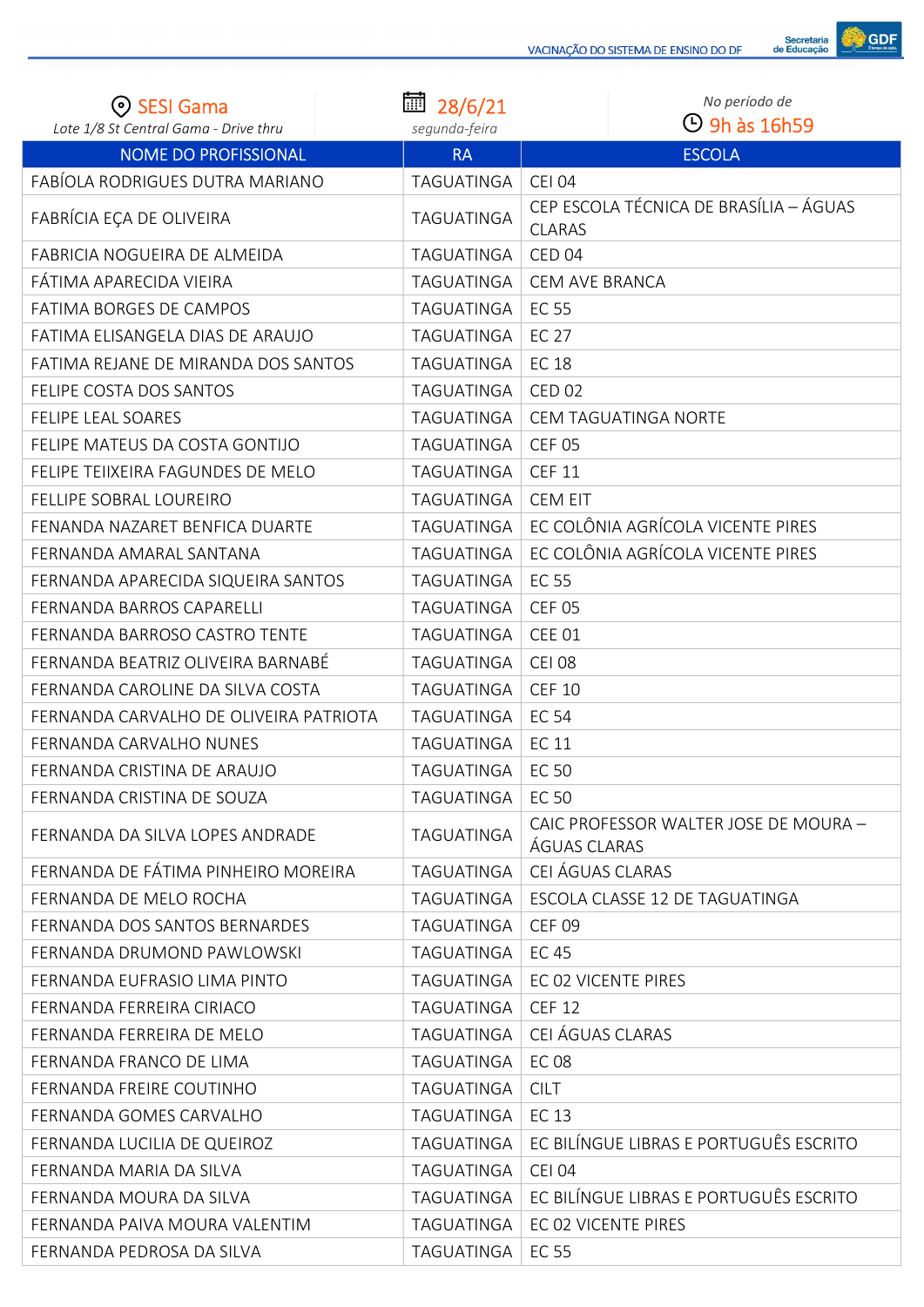SESI Gama
Lote 1/8 St Central Gama - Drive thru

28/6/21
segunda-feira

No período de
9h às 16h59

| NOME DO PROFISSIONAL | RA | ESCOLA |
|---|---|---|
| FABÍOLA RODRIGUES DUTRA MARIANO | TAGUATINGA | CEI 04 |
| FABRÍCIA EÇA DE OLIVEIRA | TAGUATINGA | CEP ESCOLA TÉCNICA DE BRASÍLIA – ÁGUAS CLARAS |
| FABRICIA NOGUEIRA DE ALMEIDA | TAGUATINGA | CED 04 |
| FÁTIMA APARECIDA VIEIRA | TAGUATINGA | CEM AVE BRANCA |
| FATIMA BORGES DE CAMPOS | TAGUATINGA | EC 55 |
| FATIMA ELISANGELA DIAS DE ARAUJO | TAGUATINGA | EC 27 |
| FATIMA REJANE DE MIRANDA DOS SANTOS | TAGUATINGA | EC 18 |
| FELIPE COSTA DOS SANTOS | TAGUATINGA | CED 02 |
| FELIPE LEAL SOARES | TAGUATINGA | CEM TAGUATINGA NORTE |
| FELIPE MATEUS DA COSTA GONTIJO | TAGUATINGA | CEF 05 |
| FELIPE TEIIXEIRA FAGUNDES DE MELO | TAGUATINGA | CEF 11 |
| FELLIPE SOBRAL LOUREIRO | TAGUATINGA | CEM EIT |
| FENANDA NAZARET BENFICA DUARTE | TAGUATINGA | EC COLÔNIA AGRÍCOLA VICENTE PIRES |
| FERNANDA AMARAL SANTANA | TAGUATINGA | EC COLÔNIA AGRÍCOLA VICENTE PIRES |
| FERNANDA APARECIDA SIQUEIRA SANTOS | TAGUATINGA | EC 55 |
| FERNANDA BARROS CAPARELLI | TAGUATINGA | CEF 05 |
| FERNANDA BARROSO CASTRO TENTE | TAGUATINGA | CEE 01 |
| FERNANDA BEATRIZ OLIVEIRA BARNABÉ | TAGUATINGA | CEI 08 |
| FERNANDA CAROLINE DA SILVA COSTA | TAGUATINGA | CEF 10 |
| FERNANDA CARVALHO DE OLIVEIRA PATRIOTA | TAGUATINGA | EC 54 |
| FERNANDA CARVALHO NUNES | TAGUATINGA | EC 11 |
| FERNANDA CRISTINA DE ARAUJO | TAGUATINGA | EC 50 |
| FERNANDA CRISTINA DE SOUZA | TAGUATINGA | EC 50 |
| FERNANDA DA SILVA LOPES ANDRADE | TAGUATINGA | CAIC PROFESSOR WALTER JOSE DE MOURA – ÁGUAS CLARAS |
| FERNANDA DE FÁTIMA PINHEIRO MOREIRA | TAGUATINGA | CEI ÁGUAS CLARAS |
| FERNANDA DE MELO ROCHA | TAGUATINGA | ESCOLA CLASSE 12 DE TAGUATINGA |
| FERNANDA DOS SANTOS BERNARDES | TAGUATINGA | CEF 09 |
| FERNANDA DRUMOND PAWLOWSKI | TAGUATINGA | EC 45 |
| FERNANDA EUFRASIO LIMA PINTO | TAGUATINGA | EC 02 VICENTE PIRES |
| FERNANDA FERREIRA CIRIACO | TAGUATINGA | CEF 12 |
| FERNANDA FERREIRA DE MELO | TAGUATINGA | CEI ÁGUAS CLARAS |
| FERNANDA FRANCO DE LIMA | TAGUATINGA | EC 08 |
| FERNANDA FREIRE COUTINHO | TAGUATINGA | CILT |
| FERNANDA GOMES CARVALHO | TAGUATINGA | EC 13 |
| FERNANDA LUCILIA DE QUEIROZ | TAGUATINGA | EC BILÍNGUE LIBRAS E PORTUGUÊS ESCRITO |
| FERNANDA MARIA DA SILVA | TAGUATINGA | CEI 04 |
| FERNANDA MOURA DA SILVA | TAGUATINGA | EC BILÍNGUE LIBRAS E PORTUGUÊS ESCRITO |
| FERNANDA PAIVA MOURA VALENTIM | TAGUATINGA | EC 02 VICENTE PIRES |
| FERNANDA PEDROSA DA SILVA | TAGUATINGA | EC 55 |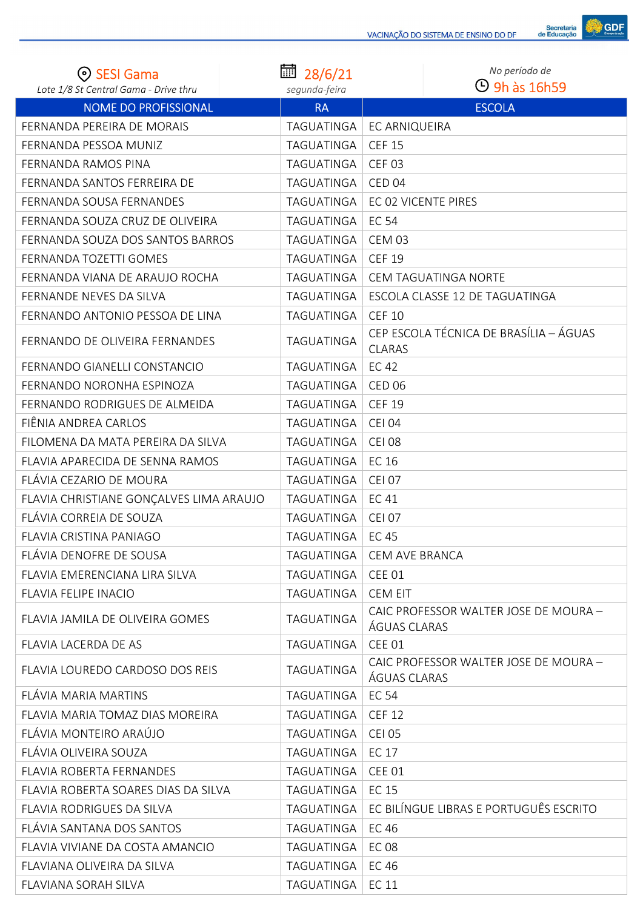SESI Gama
Lote 1/8 St Central Gama - Drive thru

28/6/21
*segunda-feira*

*No período de*
9h às 16h59

| NOME DO PROFISSIONAL | RA | ESCOLA |
|---|---|---|
| FERNANDA PEREIRA DE MORAIS | TAGUATINGA | EC ARNIQUEIRA |
| FERNANDA PESSOA MUNIZ | TAGUATINGA | CEF 15 |
| FERNANDA RAMOS PINA | TAGUATINGA | CEF 03 |
| FERNANDA SANTOS FERREIRA DE | TAGUATINGA | CED 04 |
| FERNANDA SOUSA FERNANDES | TAGUATINGA | EC 02 VICENTE PIRES |
| FERNANDA SOUZA CRUZ DE OLIVEIRA | TAGUATINGA | EC 54 |
| FERNANDA SOUZA DOS SANTOS BARROS | TAGUATINGA | CEM 03 |
| FERNANDA TOZETTI GOMES | TAGUATINGA | CEF 19 |
| FERNANDA VIANA DE ARAUJO ROCHA | TAGUATINGA | CEM TAGUATINGA NORTE |
| FERNANDE NEVES DA SILVA | TAGUATINGA | ESCOLA CLASSE 12 DE TAGUATINGA |
| FERNANDO ANTONIO PESSOA DE LINA | TAGUATINGA | CEF 10 |
| FERNANDO DE OLIVEIRA FERNANDES | TAGUATINGA | CEP ESCOLA TÉCNICA DE BRASÍLIA – ÁGUAS CLARAS |
| FERNANDO GIANELLI CONSTANCIO | TAGUATINGA | EC 42 |
| FERNANDO NORONHA ESPINOZA | TAGUATINGA | CED 06 |
| FERNANDO RODRIGUES DE ALMEIDA | TAGUATINGA | CEF 19 |
| FIÊNIA ANDREA CARLOS | TAGUATINGA | CEI 04 |
| FILOMENA DA MATA PEREIRA DA SILVA | TAGUATINGA | CEI 08 |
| FLAVIA APARECIDA DE SENNA RAMOS | TAGUATINGA | EC 16 |
| FLÁVIA CEZARIO DE MOURA | TAGUATINGA | CEI 07 |
| FLAVIA CHRISTIANE GONÇALVES LIMA ARAUJO | TAGUATINGA | EC 41 |
| FLÁVIA CORREIA DE SOUZA | TAGUATINGA | CEI 07 |
| FLAVIA CRISTINA PANIAGO | TAGUATINGA | EC 45 |
| FLÁVIA DENOFRE DE SOUSA | TAGUATINGA | CEM AVE BRANCA |
| FLAVIA EMERENCIANA LIRA SILVA | TAGUATINGA | CEE 01 |
| FLAVIA FELIPE INACIO | TAGUATINGA | CEM EIT |
| FLAVIA JAMILA DE OLIVEIRA GOMES | TAGUATINGA | CAIC PROFESSOR WALTER JOSE DE MOURA – ÁGUAS CLARAS |
| FLAVIA LACERDA DE AS | TAGUATINGA | CEE 01 |
| FLAVIA LOUREDO CARDOSO DOS REIS | TAGUATINGA | CAIC PROFESSOR WALTER JOSE DE MOURA – ÁGUAS CLARAS |
| FLÁVIA MARIA MARTINS | TAGUATINGA | EC 54 |
| FLAVIA MARIA TOMAZ DIAS MOREIRA | TAGUATINGA | CEF 12 |
| FLÁVIA MONTEIRO ARAÚJO | TAGUATINGA | CEI 05 |
| FLÁVIA OLIVEIRA SOUZA | TAGUATINGA | EC 17 |
| FLAVIA ROBERTA FERNANDES | TAGUATINGA | CEE 01 |
| FLAVIA ROBERTA SOARES DIAS DA SILVA | TAGUATINGA | EC 15 |
| FLAVIA RODRIGUES DA SILVA | TAGUATINGA | EC BILÍNGUE LIBRAS E PORTUGUÊS ESCRITO |
| FLÁVIA SANTANA DOS SANTOS | TAGUATINGA | EC 46 |
| FLAVIA VIVIANE DA COSTA AMANCIO | TAGUATINGA | EC 08 |
| FLAVIANA OLIVEIRA DA SILVA | TAGUATINGA | EC 46 |
| FLAVIANA SORAH SILVA | TAGUATINGA | EC 11 |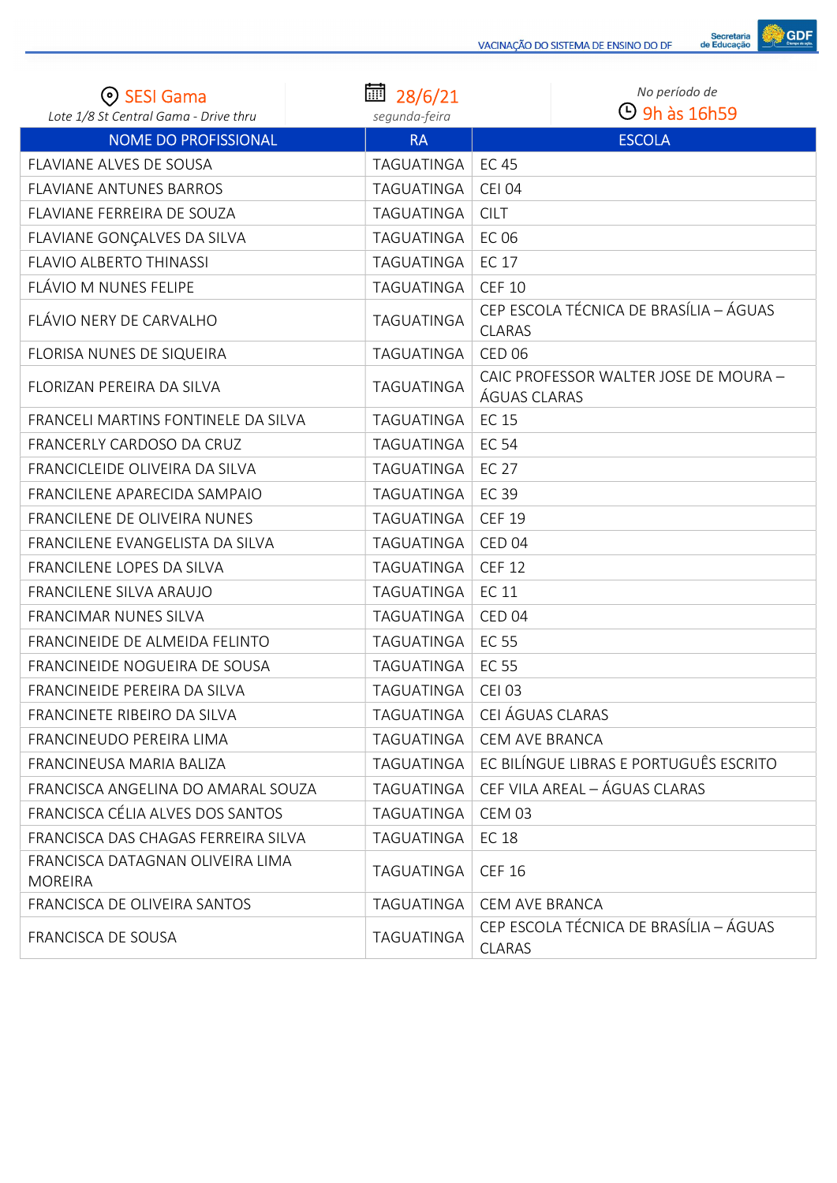SESI Gama
*Lote 1/8 St Central Gama - Drive thru*

28/6/21
*segunda-feira*

*No período de*
9h às 16h59

| NOME DO PROFISSIONAL | RA | ESCOLA |
|---|---|---|
| FLAVIANE ALVES DE SOUSA | TAGUATINGA | EC 45 |
| FLAVIANE ANTUNES BARROS | TAGUATINGA | CEI 04 |
| FLAVIANE FERREIRA DE SOUZA | TAGUATINGA | CILT |
| FLAVIANE GONÇALVES DA SILVA | TAGUATINGA | EC 06 |
| FLAVIO ALBERTO THINASSI | TAGUATINGA | EC 17 |
| FLÁVIO M NUNES FELIPE | TAGUATINGA | CEF 10 |
| FLÁVIO NERY DE CARVALHO | TAGUATINGA | CEP ESCOLA TÉCNICA DE BRASÍLIA – ÁGUAS CLARAS |
| FLORISA NUNES DE SIQUEIRA | TAGUATINGA | CED 06 |
| FLORIZAN PEREIRA DA SILVA | TAGUATINGA | CAIC PROFESSOR WALTER JOSE DE MOURA – ÁGUAS CLARAS |
| FRANCELI MARTINS FONTINELE DA SILVA | TAGUATINGA | EC 15 |
| FRANCERLY CARDOSO DA CRUZ | TAGUATINGA | EC 54 |
| FRANCICLEIDE OLIVEIRA DA SILVA | TAGUATINGA | EC 27 |
| FRANCILENE APARECIDA SAMPAIO | TAGUATINGA | EC 39 |
| FRANCILENE DE OLIVEIRA NUNES | TAGUATINGA | CEF 19 |
| FRANCILENE EVANGELISTA DA SILVA | TAGUATINGA | CED 04 |
| FRANCILENE LOPES DA SILVA | TAGUATINGA | CEF 12 |
| FRANCILENE SILVA ARAUJO | TAGUATINGA | EC 11 |
| FRANCIMAR NUNES SILVA | TAGUATINGA | CED 04 |
| FRANCINEIDE DE ALMEIDA FELINTO | TAGUATINGA | EC 55 |
| FRANCINEIDE NOGUEIRA DE SOUSA | TAGUATINGA | EC 55 |
| FRANCINEIDE PEREIRA DA SILVA | TAGUATINGA | CEI 03 |
| FRANCINETE RIBEIRO DA SILVA | TAGUATINGA | CEI ÁGUAS CLARAS |
| FRANCINEUDO PEREIRA LIMA | TAGUATINGA | CEM AVE BRANCA |
| FRANCINEUSA MARIA BALIZA | TAGUATINGA | EC BILÍNGUE LIBRAS E PORTUGUÊS ESCRITO |
| FRANCISCA ANGELINA DO AMARAL SOUZA | TAGUATINGA | CEF VILA AREAL – ÁGUAS CLARAS |
| FRANCISCA CÉLIA ALVES DOS SANTOS | TAGUATINGA | CEM 03 |
| FRANCISCA DAS CHAGAS FERREIRA SILVA | TAGUATINGA | EC 18 |
| FRANCISCA DATAGNAN OLIVEIRA LIMA MOREIRA | TAGUATINGA | CEF 16 |
| FRANCISCA DE OLIVEIRA SANTOS | TAGUATINGA | CEM AVE BRANCA |
| FRANCISCA DE SOUSA | TAGUATINGA | CEP ESCOLA TÉCNICA DE BRASÍLIA – ÁGUAS CLARAS |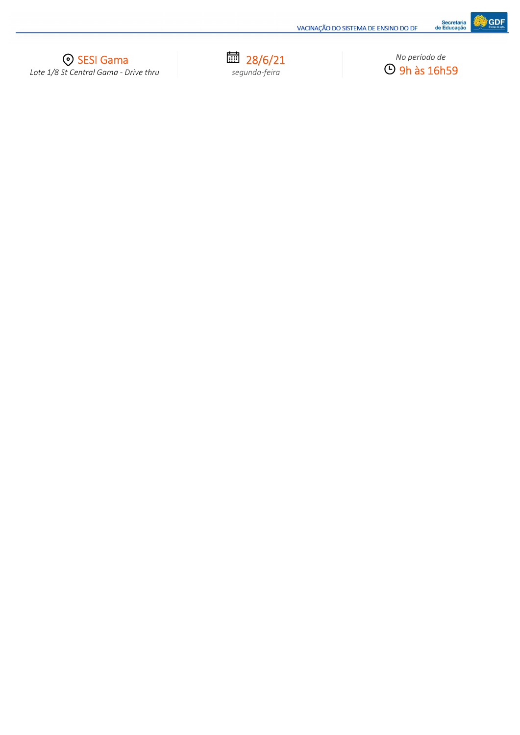SESI Gama
*Lote 1/8 St Central Gama - Drive thru*

28/6/21
*segunda-feira*

*No período de*
9h às 16h59